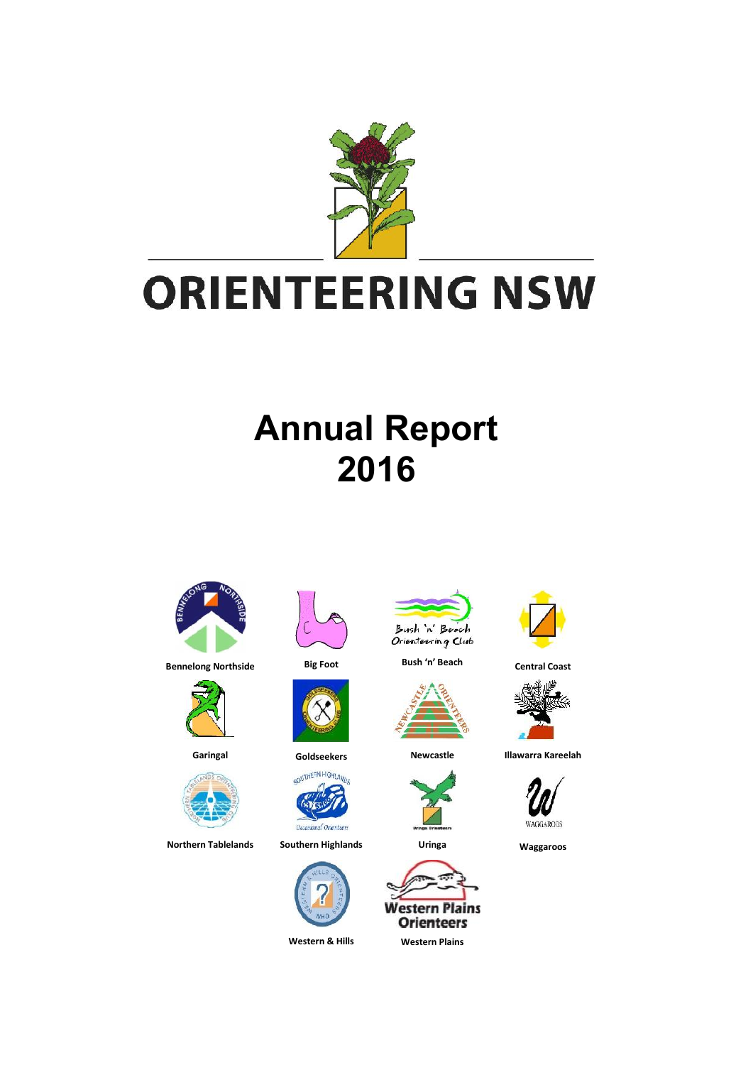# ORIENTEERING NSW

# Annual Report 2016

Bennelong Northside

Big Foot

Bush 'n' Beach

Central Coast

Garingal

Goldseekers

Newcastle

Illawarra Kareelah

Northern Tablelands

Southern Highlands

Uringa

Waggaroos

Western & Hills

Western Plains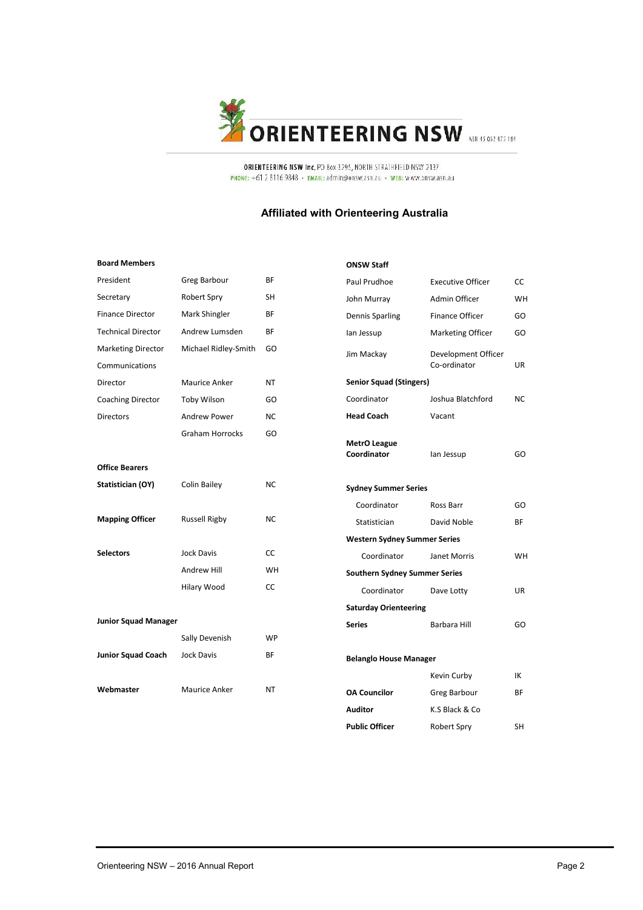ORIENTEERING NSW

ABN 45 052 472 184

ORIENTEERING NSW Inc, PO Box 3294, NORTH STRATHFIELD NSW 2137
PHONE: +61 2 8116 9848 • EMAIL: admin@onsw.asn.au • WEB: www.onsw.asn.au

### Affiliated with Orienteering Australia

**Board Members**

| | | |
|---|---|---|
| President | Greg Barbour | BF |
| Secretary | Robert Spry | SH |
| Finance Director | Mark Shingler | BF |
| Technical Director | Andrew Lumsden | BF |
| Marketing Director | Michael Ridley-Smith | GO |
| Communications Director | Maurice Anker | NT |
| Coaching Director | Toby Wilson | GO |
| Directors | Andrew Power | NC |
| | Graham Horrocks | GO |

**Office Bearers**

| | | |
|---|---|---|
| **Statistician (OY)** | Colin Bailey | NC |
| **Mapping Officer** | Russell Rigby | NC |
| **Selectors** | Jock Davis | CC |
| | Andrew Hill | WH |
| | Hilary Wood | CC |
| **Junior Squad Manager** | Sally Devenish | WP |
| **Junior Squad Coach** | Jock Davis | BF |
| **Webmaster** | Maurice Anker | NT |

**ONSW Staff**

| | | |
|---|---|---|
| Paul Prudhoe | Executive Officer | CC |
| John Murray | Admin Officer | WH |
| Dennis Sparling | Finance Officer | GO |
| Ian Jessup | Marketing Officer | GO |
| Jim Mackay | Development Officer Co-ordinator | UR |

**Senior Squad (Stingers)**

| | | |
|---|---|---|
| Coordinator | Joshua Blatchford | NC |
| **Head Coach** | Vacant | |
| **MetrO League Coordinator** | Ian Jessup | GO |

**Sydney Summer Series**

| | | |
|---|---|---|
| Coordinator | Ross Barr | GO |
| Statistician | David Noble | BF |

**Western Sydney Summer Series**

| | | |
|---|---|---|
| Coordinator | Janet Morris | WH |

**Southern Sydney Summer Series**

| | | |
|---|---|---|
| Coordinator | Dave Lotty | UR |

| | | |
|---|---|---|
| **Saturday Orienteering Series** | Barbara Hill | GO |
| **Belanglo House Manager** | Kevin Curby | IK |
| **OA Councilor** | Greg Barbour | BF |
| **Auditor** | K.S Black & Co | |
| **Public Officer** | Robert Spry | SH |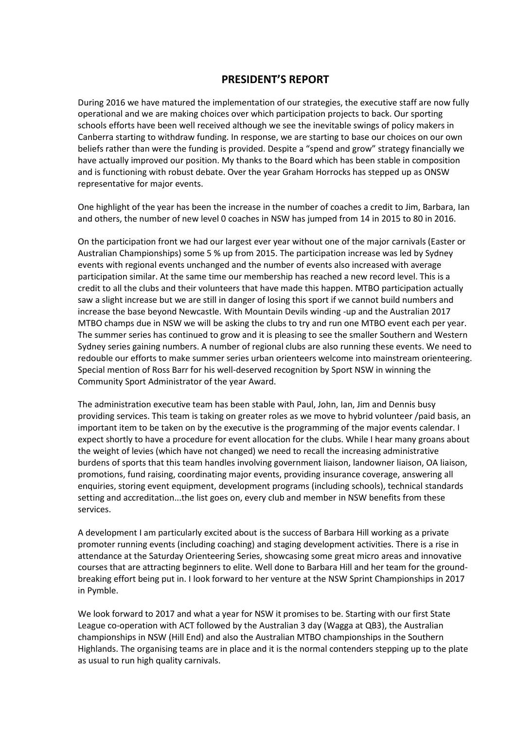## PRESIDENT'S REPORT

During 2016 we have matured the implementation of our strategies, the executive staff are now fully operational and we are making choices over which participation projects to back. Our sporting schools efforts have been well received although we see the inevitable swings of policy makers in Canberra starting to withdraw funding. In response, we are starting to base our choices on our own beliefs rather than were the funding is provided. Despite a "spend and grow" strategy financially we have actually improved our position. My thanks to the Board which has been stable in composition and is functioning with robust debate. Over the year Graham Horrocks has stepped up as ONSW representative for major events.

One highlight of the year has been the increase in the number of coaches a credit to Jim, Barbara, Ian and others, the number of new level 0 coaches in NSW has jumped from 14 in 2015 to 80 in 2016.

On the participation front we had our largest ever year without one of the major carnivals (Easter or Australian Championships) some 5 % up from 2015. The participation increase was led by Sydney events with regional events unchanged and the number of events also increased with average participation similar. At the same time our membership has reached a new record level. This is a credit to all the clubs and their volunteers that have made this happen. MTBO participation actually saw a slight increase but we are still in danger of losing this sport if we cannot build numbers and increase the base beyond Newcastle. With Mountain Devils winding -up and the Australian 2017 MTBO champs due in NSW we will be asking the clubs to try and run one MTBO event each per year. The summer series has continued to grow and it is pleasing to see the smaller Southern and Western Sydney series gaining numbers. A number of regional clubs are also running these events. We need to redouble our efforts to make summer series urban orienteers welcome into mainstream orienteering. Special mention of Ross Barr for his well-deserved recognition by Sport NSW in winning the Community Sport Administrator of the year Award.

The administration executive team has been stable with Paul, John, Ian, Jim and Dennis busy providing services. This team is taking on greater roles as we move to hybrid volunteer /paid basis, an important item to be taken on by the executive is the programming of the major events calendar. I expect shortly to have a procedure for event allocation for the clubs. While I hear many groans about the weight of levies (which have not changed) we need to recall the increasing administrative burdens of sports that this team handles involving government liaison, landowner liaison, OA liaison, promotions, fund raising, coordinating major events, providing insurance coverage, answering all enquiries, storing event equipment, development programs (including schools), technical standards setting and accreditation...the list goes on, every club and member in NSW benefits from these services.

A development I am particularly excited about is the success of Barbara Hill working as a private promoter running events (including coaching) and staging development activities. There is a rise in attendance at the Saturday Orienteering Series, showcasing some great micro areas and innovative courses that are attracting beginners to elite. Well done to Barbara Hill and her team for the ground-breaking effort being put in. I look forward to her venture at the NSW Sprint Championships in 2017 in Pymble.

We look forward to 2017 and what a year for NSW it promises to be. Starting with our first State League co-operation with ACT followed by the Australian 3 day (Wagga at QB3), the Australian championships in NSW (Hill End) and also the Australian MTBO championships in the Southern Highlands. The organising teams are in place and it is the normal contenders stepping up to the plate as usual to run high quality carnivals.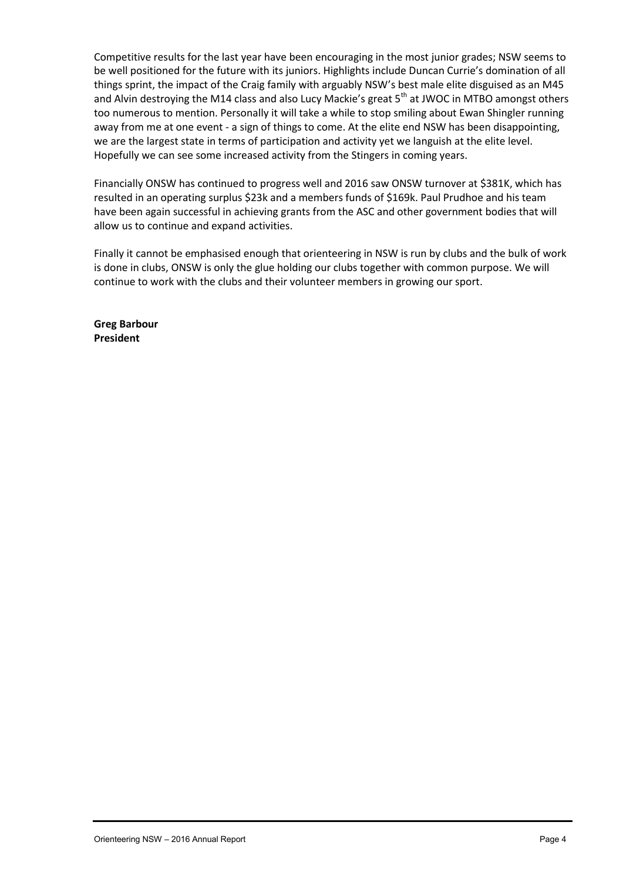Competitive results for the last year have been encouraging in the most junior grades; NSW seems to be well positioned for the future with its juniors. Highlights include Duncan Currie's domination of all things sprint, the impact of the Craig family with arguably NSW's best male elite disguised as an M45 and Alvin destroying the M14 class and also Lucy Mackie's great 5th at JWOC in MTBO amongst others too numerous to mention. Personally it will take a while to stop smiling about Ewan Shingler running away from me at one event - a sign of things to come. At the elite end NSW has been disappointing, we are the largest state in terms of participation and activity yet we languish at the elite level. Hopefully we can see some increased activity from the Stingers in coming years.

Financially ONSW has continued to progress well and 2016 saw ONSW turnover at $381K, which has resulted in an operating surplus $23k and a members funds of $169k. Paul Prudhoe and his team have been again successful in achieving grants from the ASC and other government bodies that will allow us to continue and expand activities.

Finally it cannot be emphasised enough that orienteering in NSW is run by clubs and the bulk of work is done in clubs, ONSW is only the glue holding our clubs together with common purpose. We will continue to work with the clubs and their volunteer members in growing our sport.

**Greg Barbour**
**President**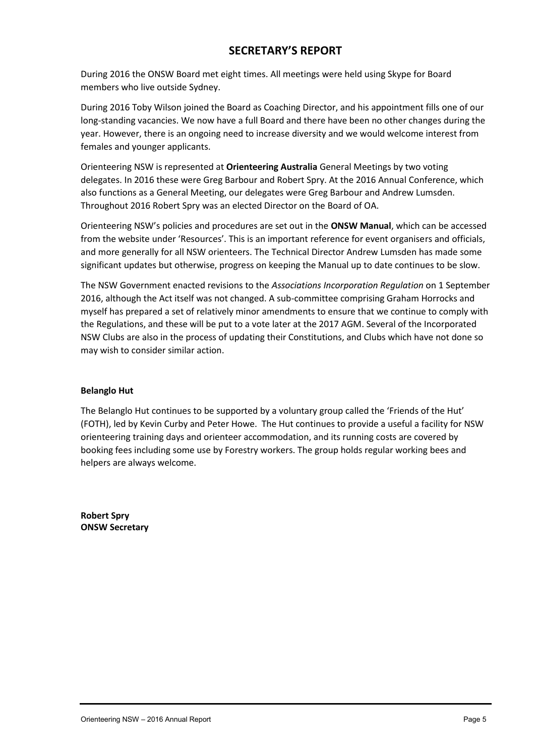# SECRETARY'S REPORT

During 2016 the ONSW Board met eight times. All meetings were held using Skype for Board members who live outside Sydney.

During 2016 Toby Wilson joined the Board as Coaching Director, and his appointment fills one of our long-standing vacancies. We now have a full Board and there have been no other changes during the year. However, there is an ongoing need to increase diversity and we would welcome interest from females and younger applicants.

Orienteering NSW is represented at **Orienteering Australia** General Meetings by two voting delegates. In 2016 these were Greg Barbour and Robert Spry. At the 2016 Annual Conference, which also functions as a General Meeting, our delegates were Greg Barbour and Andrew Lumsden. Throughout 2016 Robert Spry was an elected Director on the Board of OA.

Orienteering NSW's policies and procedures are set out in the **ONSW Manual**, which can be accessed from the website under 'Resources'. This is an important reference for event organisers and officials, and more generally for all NSW orienteers. The Technical Director Andrew Lumsden has made some significant updates but otherwise, progress on keeping the Manual up to date continues to be slow.

The NSW Government enacted revisions to the *Associations Incorporation Regulation* on 1 September 2016, although the Act itself was not changed. A sub-committee comprising Graham Horrocks and myself has prepared a set of relatively minor amendments to ensure that we continue to comply with the Regulations, and these will be put to a vote later at the 2017 AGM. Several of the Incorporated NSW Clubs are also in the process of updating their Constitutions, and Clubs which have not done so may wish to consider similar action.

**Belanglo Hut**

The Belanglo Hut continues to be supported by a voluntary group called the 'Friends of the Hut' (FOTH), led by Kevin Curby and Peter Howe. The Hut continues to provide a useful a facility for NSW orienteering training days and orienteer accommodation, and its running costs are covered by booking fees including some use by Forestry workers. The group holds regular working bees and helpers are always welcome.

**Robert Spry**
**ONSW Secretary**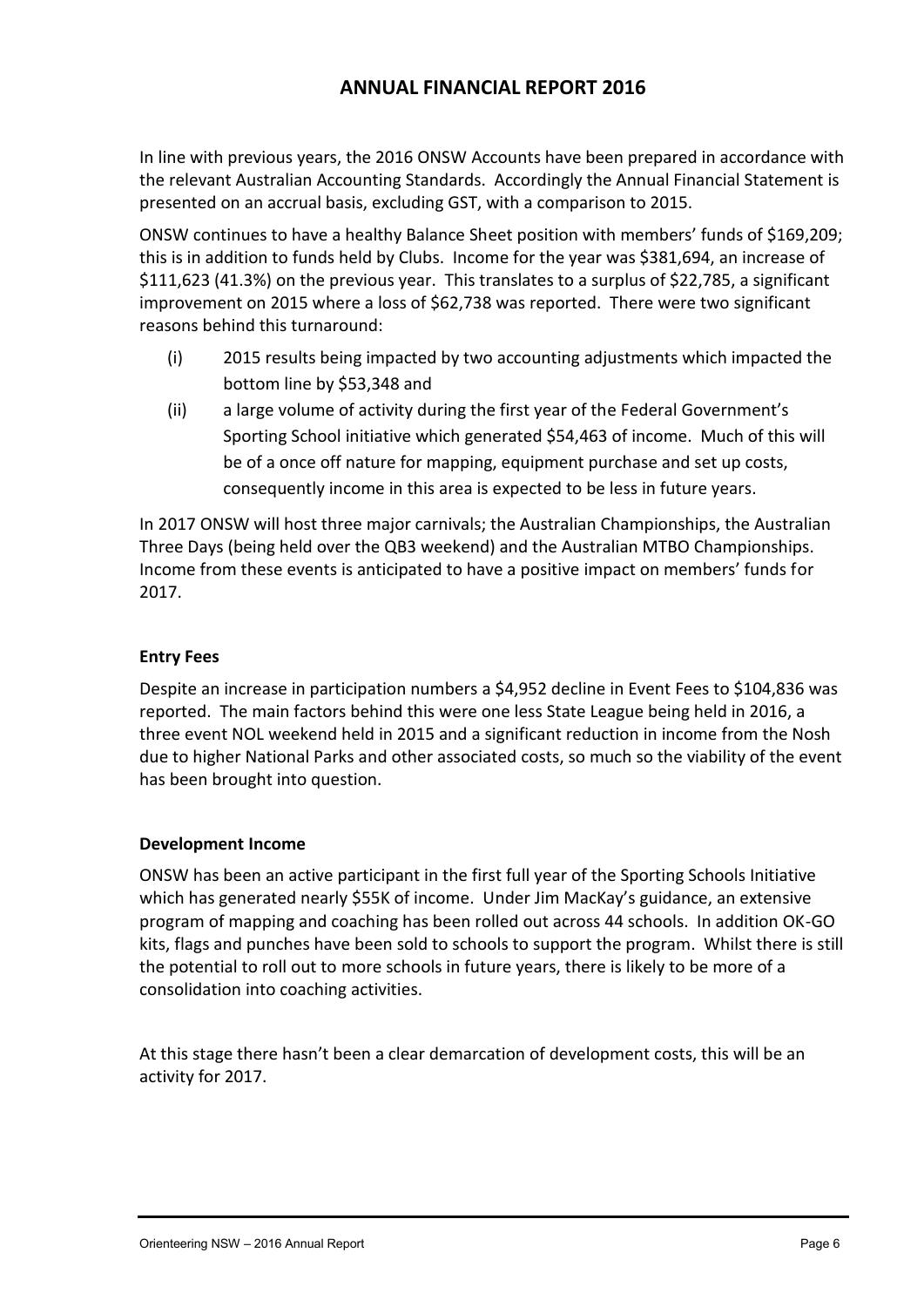# ANNUAL FINANCIAL REPORT 2016

In line with previous years, the 2016 ONSW Accounts have been prepared in accordance with the relevant Australian Accounting Standards. Accordingly the Annual Financial Statement is presented on an accrual basis, excluding GST, with a comparison to 2015.

ONSW continues to have a healthy Balance Sheet position with members' funds of $169,209; this is in addition to funds held by Clubs. Income for the year was $381,694, an increase of $111,623 (41.3%) on the previous year. This translates to a surplus of $22,785, a significant improvement on 2015 where a loss of $62,738 was reported. There were two significant reasons behind this turnaround:

(i) 2015 results being impacted by two accounting adjustments which impacted the bottom line by $53,348 and

(ii) a large volume of activity during the first year of the Federal Government's Sporting School initiative which generated $54,463 of income. Much of this will be of a once off nature for mapping, equipment purchase and set up costs, consequently income in this area is expected to be less in future years.

In 2017 ONSW will host three major carnivals; the Australian Championships, the Australian Three Days (being held over the QB3 weekend) and the Australian MTBO Championships. Income from these events is anticipated to have a positive impact on members' funds for 2017.

**Entry Fees**

Despite an increase in participation numbers a $4,952 decline in Event Fees to $104,836 was reported. The main factors behind this were one less State League being held in 2016, a three event NOL weekend held in 2015 and a significant reduction in income from the Nosh due to higher National Parks and other associated costs, so much so the viability of the event has been brought into question.

**Development Income**

ONSW has been an active participant in the first full year of the Sporting Schools Initiative which has generated nearly $55K of income. Under Jim MacKay's guidance, an extensive program of mapping and coaching has been rolled out across 44 schools. In addition OK-GO kits, flags and punches have been sold to schools to support the program. Whilst there is still the potential to roll out to more schools in future years, there is likely to be more of a consolidation into coaching activities.

At this stage there hasn't been a clear demarcation of development costs, this will be an activity for 2017.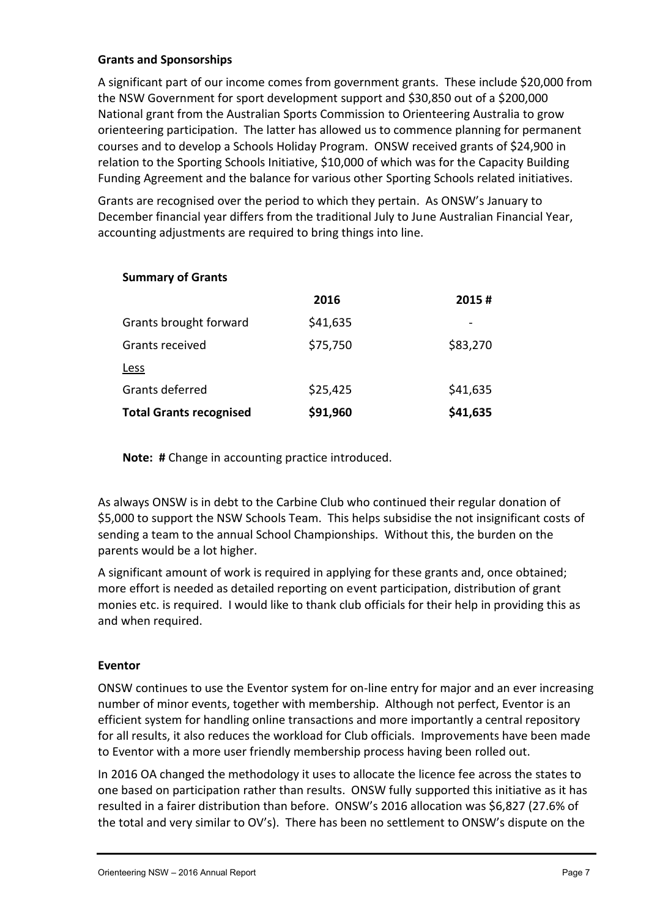**Grants and Sponsorships**

A significant part of our income comes from government grants. These include $20,000 from the NSW Government for sport development support and $30,850 out of a $200,000 National grant from the Australian Sports Commission to Orienteering Australia to grow orienteering participation. The latter has allowed us to commence planning for permanent courses and to develop a Schools Holiday Program. ONSW received grants of $24,900 in relation to the Sporting Schools Initiative, $10,000 of which was for the Capacity Building Funding Agreement and the balance for various other Sporting Schools related initiatives.

Grants are recognised over the period to which they pertain. As ONSW's January to December financial year differs from the traditional July to June Australian Financial Year, accounting adjustments are required to bring things into line.

**Summary of Grants**

| | 2016 | 2015 # |
|---|---|---|
| Grants brought forward | $41,635 | - |
| Grants received | $75,750 | $83,270 |
| Less | | |
| Grants deferred | $25,425 | $41,635 |
| **Total Grants recognised** | **$91,960** | **$41,635** |

**Note: #** Change in accounting practice introduced.

As always ONSW is in debt to the Carbine Club who continued their regular donation of $5,000 to support the NSW Schools Team. This helps subsidise the not insignificant costs of sending a team to the annual School Championships. Without this, the burden on the parents would be a lot higher.

A significant amount of work is required in applying for these grants and, once obtained; more effort is needed as detailed reporting on event participation, distribution of grant monies etc. is required. I would like to thank club officials for their help in providing this as and when required.

**Eventor**

ONSW continues to use the Eventor system for on-line entry for major and an ever increasing number of minor events, together with membership. Although not perfect, Eventor is an efficient system for handling online transactions and more importantly a central repository for all results, it also reduces the workload for Club officials. Improvements have been made to Eventor with a more user friendly membership process having been rolled out.

In 2016 OA changed the methodology it uses to allocate the licence fee across the states to one based on participation rather than results. ONSW fully supported this initiative as it has resulted in a fairer distribution than before. ONSW's 2016 allocation was $6,827 (27.6% of the total and very similar to OV's). There has been no settlement to ONSW's dispute on the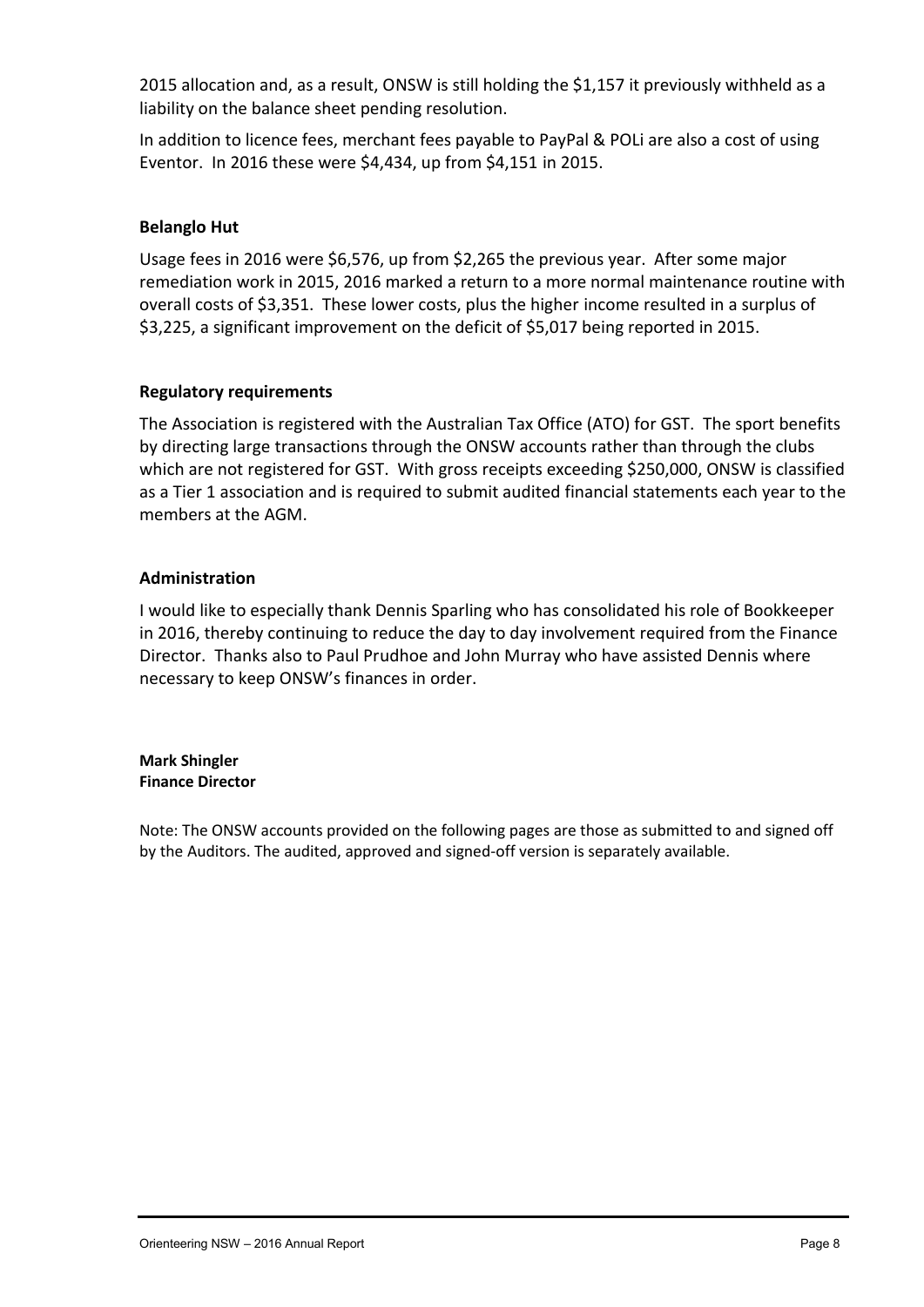2015 allocation and, as a result, ONSW is still holding the $1,157 it previously withheld as a liability on the balance sheet pending resolution.

In addition to licence fees, merchant fees payable to PayPal & POLi are also a cost of using Eventor. In 2016 these were $4,434, up from $4,151 in 2015.

**Belanglo Hut**

Usage fees in 2016 were $6,576, up from $2,265 the previous year. After some major remediation work in 2015, 2016 marked a return to a more normal maintenance routine with overall costs of $3,351. These lower costs, plus the higher income resulted in a surplus of $3,225, a significant improvement on the deficit of $5,017 being reported in 2015.

**Regulatory requirements**

The Association is registered with the Australian Tax Office (ATO) for GST. The sport benefits by directing large transactions through the ONSW accounts rather than through the clubs which are not registered for GST. With gross receipts exceeding $250,000, ONSW is classified as a Tier 1 association and is required to submit audited financial statements each year to the members at the AGM.

**Administration**

I would like to especially thank Dennis Sparling who has consolidated his role of Bookkeeper in 2016, thereby continuing to reduce the day to day involvement required from the Finance Director. Thanks also to Paul Prudhoe and John Murray who have assisted Dennis where necessary to keep ONSW's finances in order.

**Mark Shingler**
**Finance Director**

Note: The ONSW accounts provided on the following pages are those as submitted to and signed off by the Auditors. The audited, approved and signed-off version is separately available.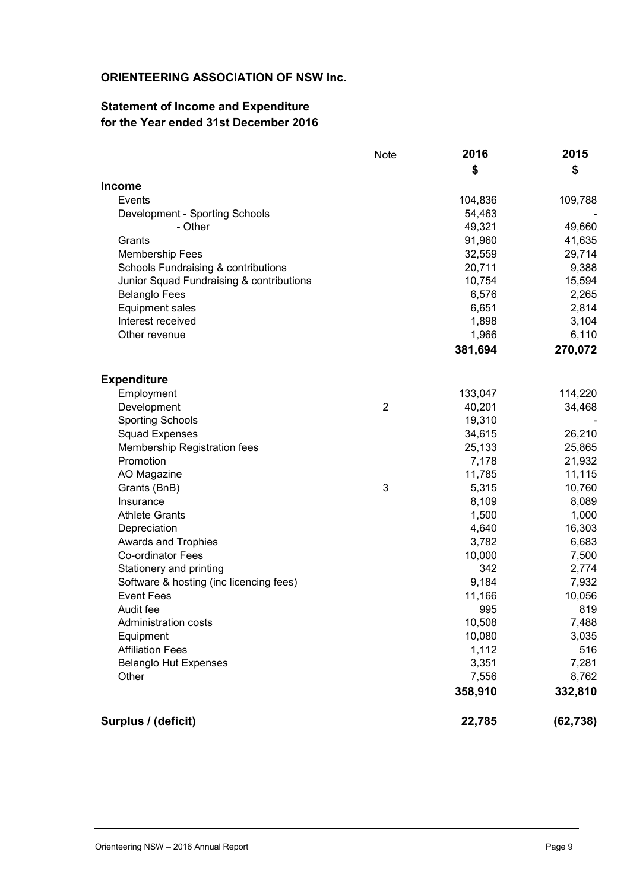## ORIENTEERING ASSOCIATION OF NSW Inc.

### Statement of Income and Expenditure
### for the Year ended 31st December 2016

| | Note | 2016 | 2015 |
|---|---|---|---|
| | | $ | $ |
| **Income** | | | |
| Events | | 104,836 | 109,788 |
| Development - Sporting Schools | | 54,463 | - |
| - Other | | 49,321 | 49,660 |
| Grants | | 91,960 | 41,635 |
| Membership Fees | | 32,559 | 29,714 |
| Schools Fundraising & contributions | | 20,711 | 9,388 |
| Junior Squad Fundraising & contributions | | 10,754 | 15,594 |
| Belanglo Fees | | 6,576 | 2,265 |
| Equipment sales | | 6,651 | 2,814 |
| Interest received | | 1,898 | 3,104 |
| Other revenue | | 1,966 | 6,110 |
| | | **381,694** | **270,072** |
| **Expenditure** | | | |
| Employment | | 133,047 | 114,220 |
| Development | 2 | 40,201 | 34,468 |
| Sporting Schools | | 19,310 | - |
| Squad Expenses | | 34,615 | 26,210 |
| Membership Registration fees | | 25,133 | 25,865 |
| Promotion | | 7,178 | 21,932 |
| AO Magazine | | 11,785 | 11,115 |
| Grants (BnB) | 3 | 5,315 | 10,760 |
| Insurance | | 8,109 | 8,089 |
| Athlete Grants | | 1,500 | 1,000 |
| Depreciation | | 4,640 | 16,303 |
| Awards and Trophies | | 3,782 | 6,683 |
| Co-ordinator Fees | | 10,000 | 7,500 |
| Stationery and printing | | 342 | 2,774 |
| Software & hosting (inc licencing fees) | | 9,184 | 7,932 |
| Event Fees | | 11,166 | 10,056 |
| Audit fee | | 995 | 819 |
| Administration costs | | 10,508 | 7,488 |
| Equipment | | 10,080 | 3,035 |
| Affiliation Fees | | 1,112 | 516 |
| Belanglo Hut Expenses | | 3,351 | 7,281 |
| Other | | 7,556 | 8,762 |
| | | **358,910** | **332,810** |
| **Surplus / (deficit)** | | **22,785** | **(62,738)** |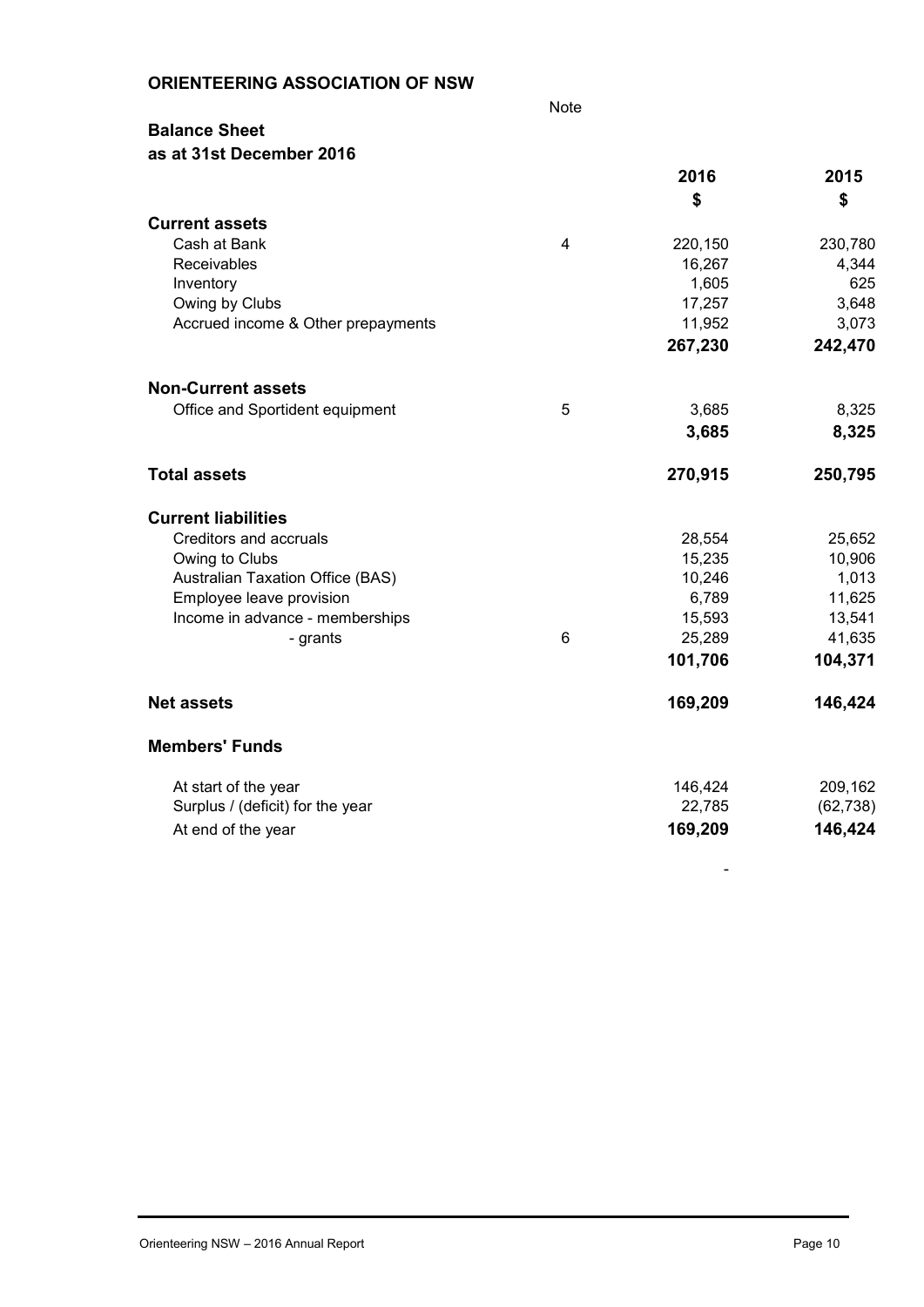## ORIENTEERING ASSOCIATION OF NSW

### Balance Sheet
### as at 31st December 2016

| | Note | 2016 | 2015 |
|---|---|---|---|
| | | **$** | **$** |
| **Current assets** | | | |
| Cash at Bank | 4 | 220,150 | 230,780 |
| Receivables | | 16,267 | 4,344 |
| Inventory | | 1,605 | 625 |
| Owing by Clubs | | 17,257 | 3,648 |
| Accrued income & Other prepayments | | 11,952 | 3,073 |
| | | **267,230** | **242,470** |
| **Non-Current assets** | | | |
| Office and Sportident equipment | 5 | 3,685 | 8,325 |
| | | **3,685** | **8,325** |
| **Total assets** | | **270,915** | **250,795** |
| **Current liabilities** | | | |
| Creditors and accruals | | 28,554 | 25,652 |
| Owing to Clubs | | 15,235 | 10,906 |
| Australian Taxation Office (BAS) | | 10,246 | 1,013 |
| Employee leave provision | | 6,789 | 11,625 |
| Income in advance - memberships | | 15,593 | 13,541 |
| - grants | 6 | 25,289 | 41,635 |
| | | **101,706** | **104,371** |
| **Net assets** | | **169,209** | **146,424** |
| **Members' Funds** | | | |
| At start of the year | | 146,424 | 209,162 |
| Surplus / (deficit) for the year | | 22,785 | (62,738) |
| At end of the year | | **169,209** | **146,424** |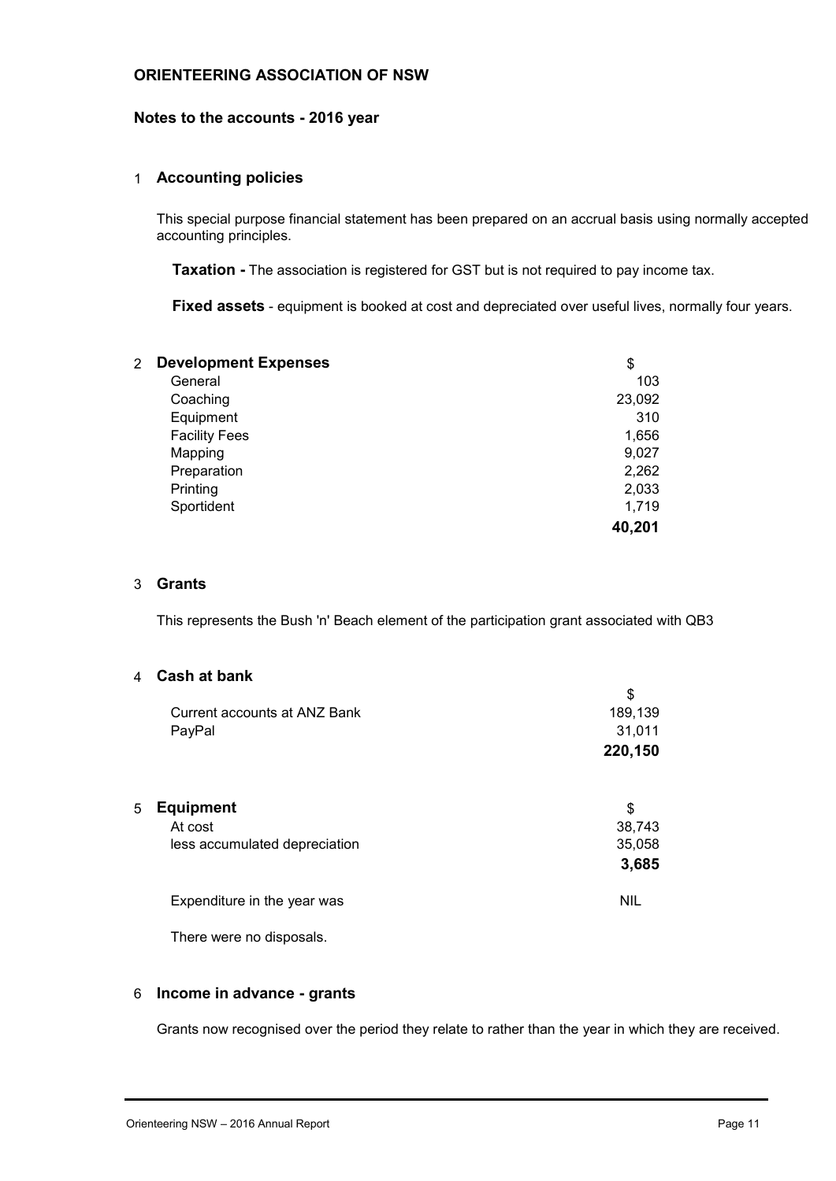# ORIENTEERING ASSOCIATION OF NSW

## Notes to the accounts - 2016 year

### 1 Accounting policies

This special purpose financial statement has been prepared on an accrual basis using normally accepted accounting principles.

**Taxation -** The association is registered for GST but is not required to pay income tax.

**Fixed assets** - equipment is booked at cost and depreciated over useful lives, normally four years.

### 2 Development Expenses

| | $ |
|---|---|
| General | 103 |
| Coaching | 23,092 |
| Equipment | 310 |
| Facility Fees | 1,656 |
| Mapping | 9,027 |
| Preparation | 2,262 |
| Printing | 2,033 |
| Sportident | 1,719 |
| | **40,201** |

### 3 Grants

This represents the Bush 'n' Beach element of the participation grant associated with QB3

### 4 Cash at bank

| | $ |
|---|---|
| Current accounts at ANZ Bank | 189,139 |
| PayPal | 31,011 |
| | **220,150** |

### 5 Equipment

| | $ |
|---|---|
| At cost | 38,743 |
| less accumulated depreciation | 35,058 |
| | **3,685** |
| Expenditure in the year was | NIL |

There were no disposals.

### 6 Income in advance - grants

Grants now recognised over the period they relate to rather than the year in which they are received.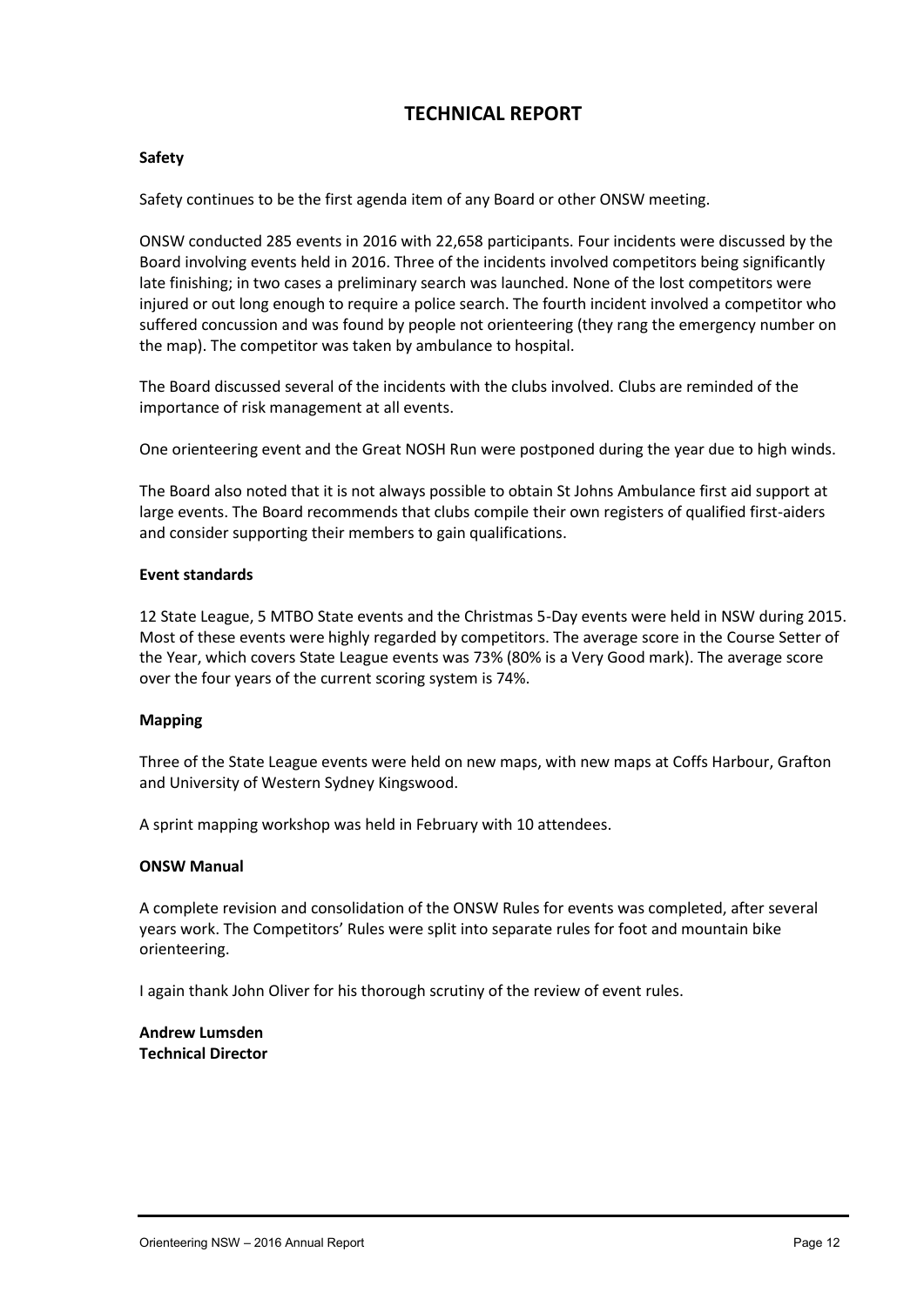# TECHNICAL REPORT

**Safety**

Safety continues to be the first agenda item of any Board or other ONSW meeting.

ONSW conducted 285 events in 2016 with 22,658 participants. Four incidents were discussed by the Board involving events held in 2016. Three of the incidents involved competitors being significantly late finishing; in two cases a preliminary search was launched. None of the lost competitors were injured or out long enough to require a police search. The fourth incident involved a competitor who suffered concussion and was found by people not orienteering (they rang the emergency number on the map). The competitor was taken by ambulance to hospital.

The Board discussed several of the incidents with the clubs involved. Clubs are reminded of the importance of risk management at all events.

One orienteering event and the Great NOSH Run were postponed during the year due to high winds.

The Board also noted that it is not always possible to obtain St Johns Ambulance first aid support at large events. The Board recommends that clubs compile their own registers of qualified first-aiders and consider supporting their members to gain qualifications.

**Event standards**

12 State League, 5 MTBO State events and the Christmas 5-Day events were held in NSW during 2015. Most of these events were highly regarded by competitors. The average score in the Course Setter of the Year, which covers State League events was 73% (80% is a Very Good mark). The average score over the four years of the current scoring system is 74%.

**Mapping**

Three of the State League events were held on new maps, with new maps at Coffs Harbour, Grafton and University of Western Sydney Kingswood.

A sprint mapping workshop was held in February with 10 attendees.

**ONSW Manual**

A complete revision and consolidation of the ONSW Rules for events was completed, after several years work. The Competitors' Rules were split into separate rules for foot and mountain bike orienteering.

I again thank John Oliver for his thorough scrutiny of the review of event rules.

**Andrew Lumsden**
**Technical Director**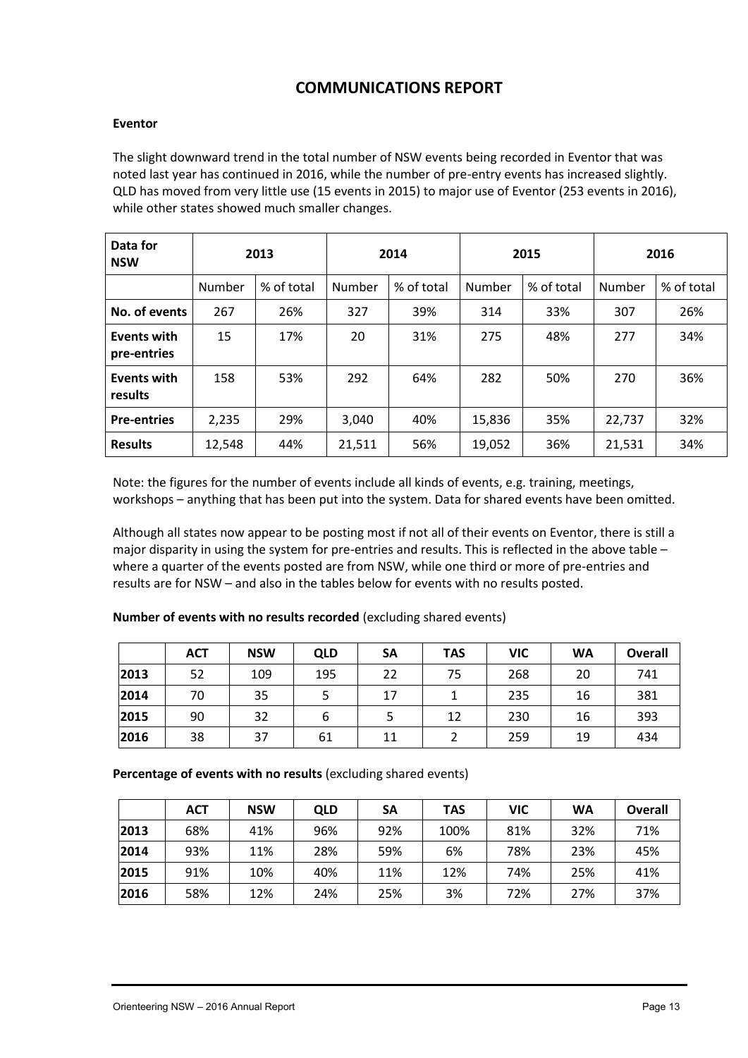# COMMUNICATIONS REPORT

**Eventor**

The slight downward trend in the total number of NSW events being recorded in Eventor that was noted last year has continued in 2016, while the number of pre-entry events has increased slightly. QLD has moved from very little use (15 events in 2015) to major use of Eventor (253 events in 2016), while other states showed much smaller changes.

| Data for NSW | 2013 | | 2014 | | 2015 | | 2016 | |
|---|---|---|---|---|---|---|---|---|
| | Number | % of total | Number | % of total | Number | % of total | Number | % of total |
| **No. of events** | 267 | 26% | 327 | 39% | 314 | 33% | 307 | 26% |
| **Events with pre-entries** | 15 | 17% | 20 | 31% | 275 | 48% | 277 | 34% |
| **Events with results** | 158 | 53% | 292 | 64% | 282 | 50% | 270 | 36% |
| **Pre-entries** | 2,235 | 29% | 3,040 | 40% | 15,836 | 35% | 22,737 | 32% |
| **Results** | 12,548 | 44% | 21,511 | 56% | 19,052 | 36% | 21,531 | 34% |

Note: the figures for the number of events include all kinds of events, e.g. training, meetings, workshops – anything that has been put into the system. Data for shared events have been omitted.

Although all states now appear to be posting most if not all of their events on Eventor, there is still a major disparity in using the system for pre-entries and results. This is reflected in the above table – where a quarter of the events posted are from NSW, while one third or more of pre-entries and results are for NSW – and also in the tables below for events with no results posted.

**Number of events with no results recorded** (excluding shared events)

| | ACT | NSW | QLD | SA | TAS | VIC | WA | Overall |
|---|---|---|---|---|---|---|---|---|
| **2013** | 52 | 109 | 195 | 22 | 75 | 268 | 20 | 741 |
| **2014** | 70 | 35 | 5 | 17 | 1 | 235 | 16 | 381 |
| **2015** | 90 | 32 | 6 | 5 | 12 | 230 | 16 | 393 |
| **2016** | 38 | 37 | 61 | 11 | 2 | 259 | 19 | 434 |

**Percentage of events with no results** (excluding shared events)

| | ACT | NSW | QLD | SA | TAS | VIC | WA | Overall |
|---|---|---|---|---|---|---|---|---|
| **2013** | 68% | 41% | 96% | 92% | 100% | 81% | 32% | 71% |
| **2014** | 93% | 11% | 28% | 59% | 6% | 78% | 23% | 45% |
| **2015** | 91% | 10% | 40% | 11% | 12% | 74% | 25% | 41% |
| **2016** | 58% | 12% | 24% | 25% | 3% | 72% | 27% | 37% |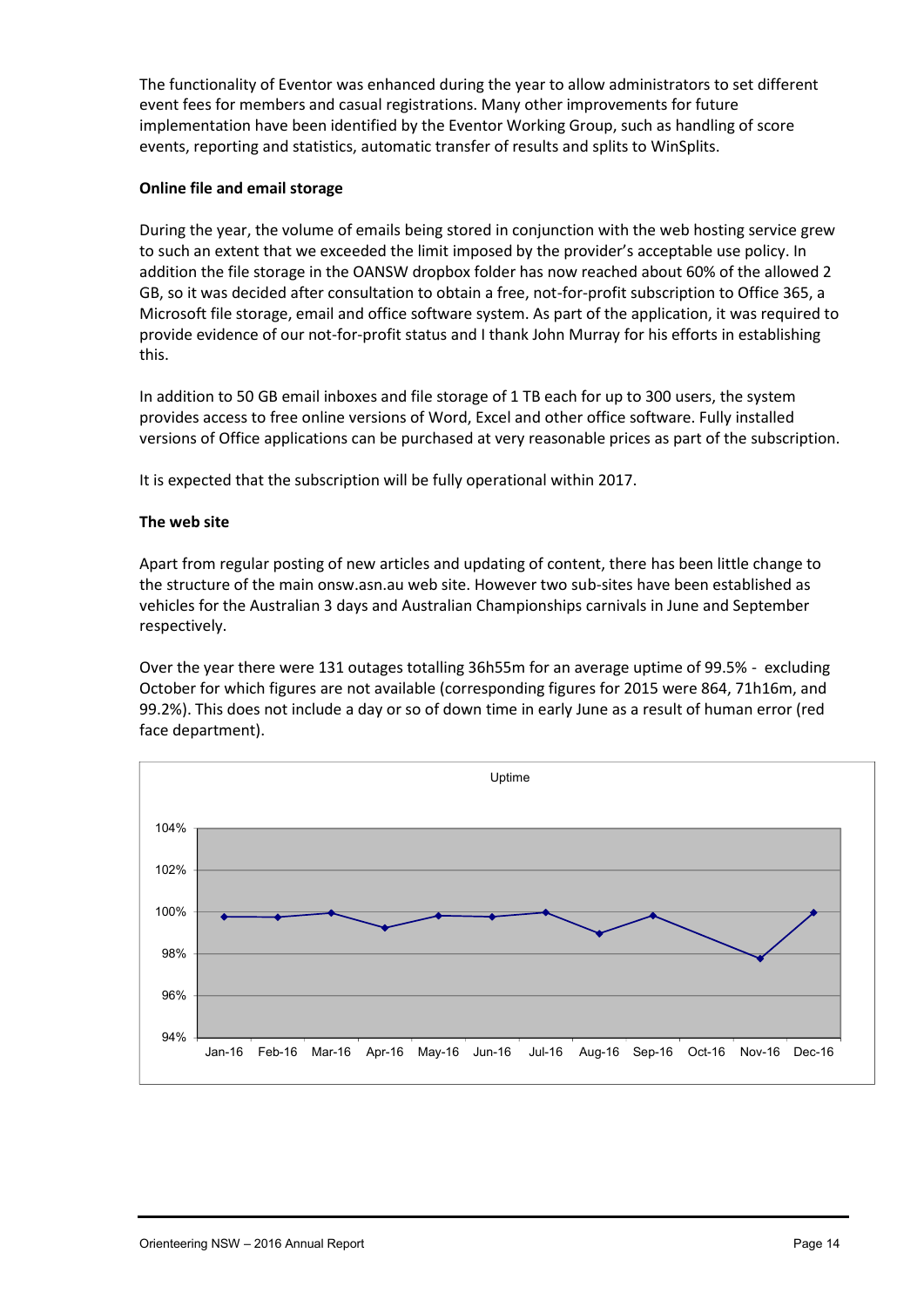The functionality of Eventor was enhanced during the year to allow administrators to set different event fees for members and casual registrations. Many other improvements for future implementation have been identified by the Eventor Working Group, such as handling of score events, reporting and statistics, automatic transfer of results and splits to WinSplits.

**Online file and email storage**

During the year, the volume of emails being stored in conjunction with the web hosting service grew to such an extent that we exceeded the limit imposed by the provider's acceptable use policy. In addition the file storage in the OANSW dropbox folder has now reached about 60% of the allowed 2 GB, so it was decided after consultation to obtain a free, not-for-profit subscription to Office 365, a Microsoft file storage, email and office software system. As part of the application, it was required to provide evidence of our not-for-profit status and I thank John Murray for his efforts in establishing this.

In addition to 50 GB email inboxes and file storage of 1 TB each for up to 300 users, the system provides access to free online versions of Word, Excel and other office software. Fully installed versions of Office applications can be purchased at very reasonable prices as part of the subscription.

It is expected that the subscription will be fully operational within 2017.

**The web site**

Apart from regular posting of new articles and updating of content, there has been little change to the structure of the main onsw.asn.au web site. However two sub-sites have been established as vehicles for the Australian 3 days and Australian Championships carnivals in June and September respectively.

Over the year there were 131 outages totalling 36h55m for an average uptime of 99.5% - excluding October for which figures are not available (corresponding figures for 2015 were 864, 71h16m, and 99.2%). This does not include a day or so of down time in early June as a result of human error (red face department).

Uptime

| Month | Uptime |
|---|---|
| Jan-16 | ~99.8% |
| Feb-16 | ~99.8% |
| Mar-16 | ~99.9% |
| Apr-16 | ~99.2% |
| May-16 | ~99.8% |
| Jun-16 | ~99.8% |
| Jul-16 | ~100% |
| Aug-16 | ~99.0% |
| Sep-16 | ~99.8% |
| Oct-16 | |
| Nov-16 | ~97.8% |
| Dec-16 | ~100% |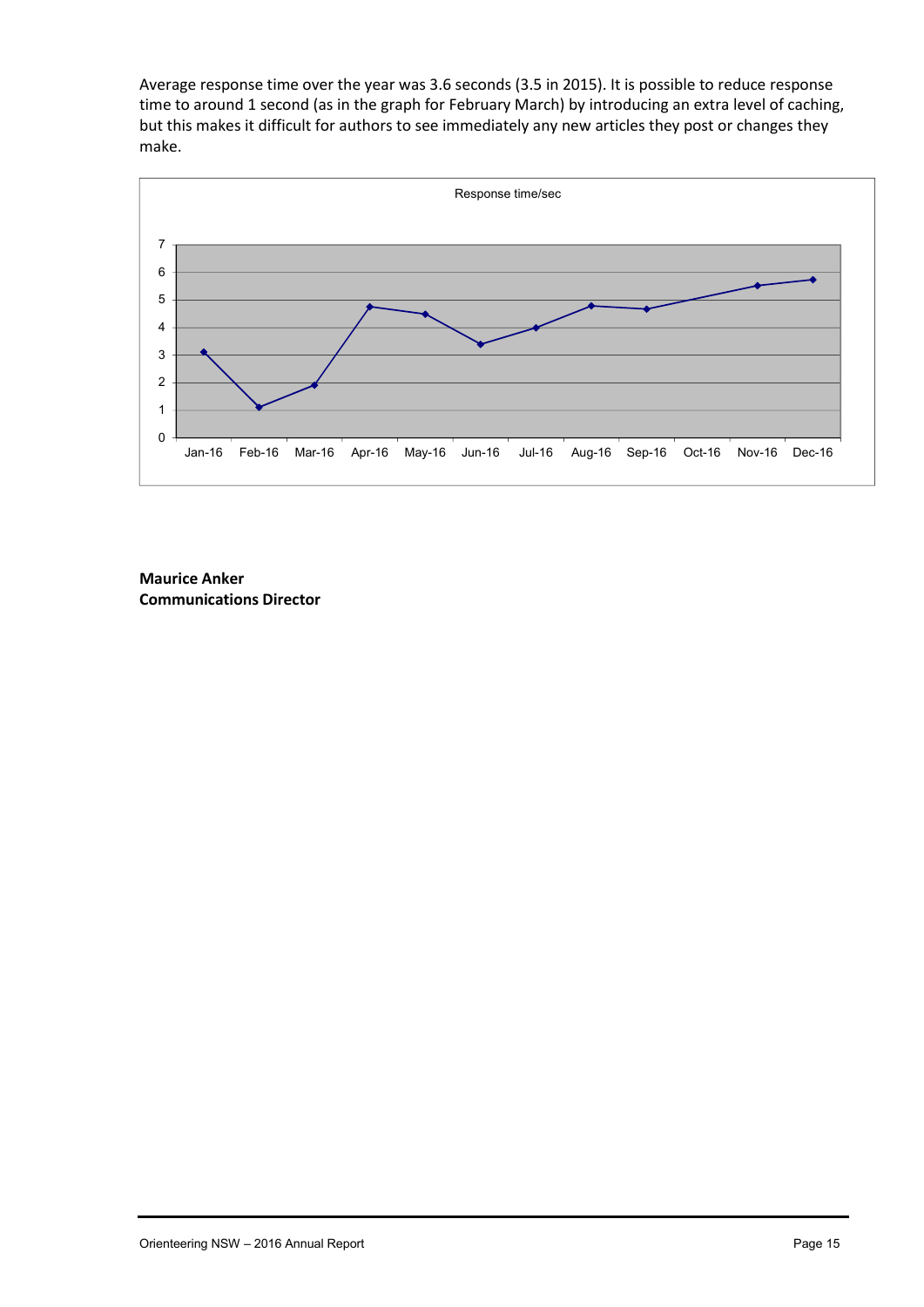Average response time over the year was 3.6 seconds (3.5 in 2015). It is possible to reduce response time to around 1 second (as in the graph for February March) by introducing an extra level of caching, but this makes it difficult for authors to see immediately any new articles they post or changes they make.

Response time/sec

**Maurice Anker**
**Communications Director**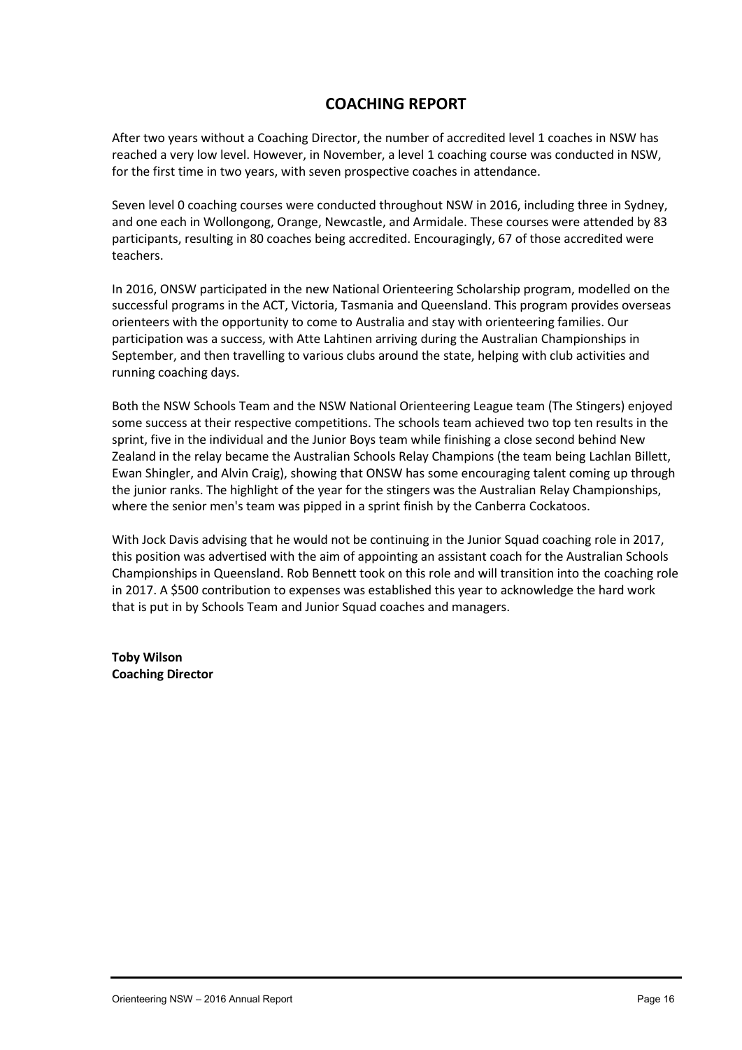## COACHING REPORT

After two years without a Coaching Director, the number of accredited level 1 coaches in NSW has reached a very low level. However, in November, a level 1 coaching course was conducted in NSW, for the first time in two years, with seven prospective coaches in attendance.

Seven level 0 coaching courses were conducted throughout NSW in 2016, including three in Sydney, and one each in Wollongong, Orange, Newcastle, and Armidale. These courses were attended by 83 participants, resulting in 80 coaches being accredited. Encouragingly, 67 of those accredited were teachers.

In 2016, ONSW participated in the new National Orienteering Scholarship program, modelled on the successful programs in the ACT, Victoria, Tasmania and Queensland. This program provides overseas orienteers with the opportunity to come to Australia and stay with orienteering families. Our participation was a success, with Atte Lahtinen arriving during the Australian Championships in September, and then travelling to various clubs around the state, helping with club activities and running coaching days.

Both the NSW Schools Team and the NSW National Orienteering League team (The Stingers) enjoyed some success at their respective competitions. The schools team achieved two top ten results in the sprint, five in the individual and the Junior Boys team while finishing a close second behind New Zealand in the relay became the Australian Schools Relay Champions (the team being Lachlan Billett, Ewan Shingler, and Alvin Craig), showing that ONSW has some encouraging talent coming up through the junior ranks. The highlight of the year for the stingers was the Australian Relay Championships, where the senior men's team was pipped in a sprint finish by the Canberra Cockatoos.

With Jock Davis advising that he would not be continuing in the Junior Squad coaching role in 2017, this position was advertised with the aim of appointing an assistant coach for the Australian Schools Championships in Queensland. Rob Bennett took on this role and will transition into the coaching role in 2017. A $500 contribution to expenses was established this year to acknowledge the hard work that is put in by Schools Team and Junior Squad coaches and managers.

**Toby Wilson**
**Coaching Director**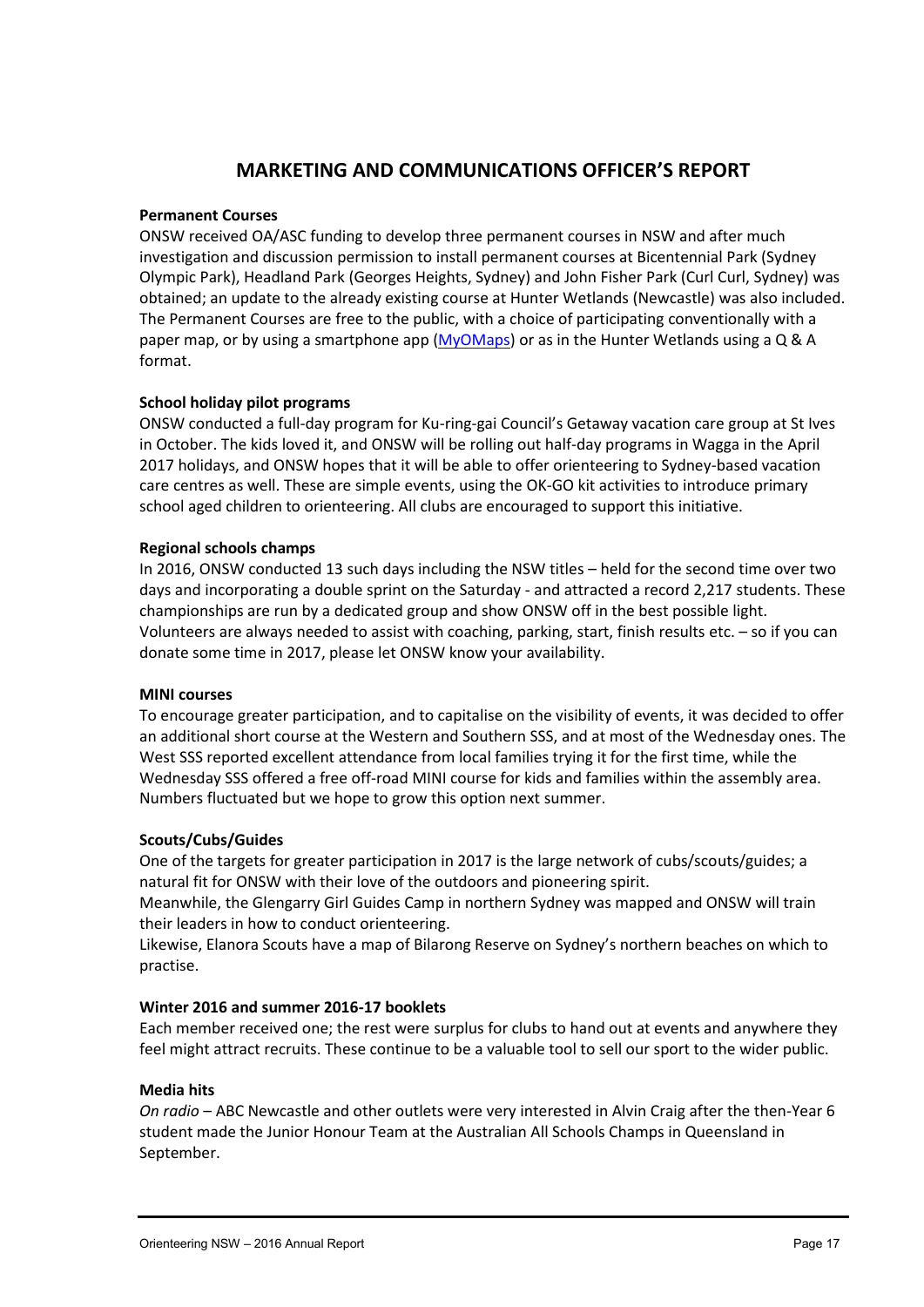# MARKETING AND COMMUNICATIONS OFFICER'S REPORT

**Permanent Courses**

ONSW received OA/ASC funding to develop three permanent courses in NSW and after much investigation and discussion permission to install permanent courses at Bicentennial Park (Sydney Olympic Park), Headland Park (Georges Heights, Sydney) and John Fisher Park (Curl Curl, Sydney) was obtained; an update to the already existing course at Hunter Wetlands (Newcastle) was also included. The Permanent Courses are free to the public, with a choice of participating conventionally with a paper map, or by using a smartphone app (MyOMaps) or as in the Hunter Wetlands using a Q & A format.

**School holiday pilot programs**

ONSW conducted a full-day program for Ku-ring-gai Council's Getaway vacation care group at St Ives in October. The kids loved it, and ONSW will be rolling out half-day programs in Wagga in the April 2017 holidays, and ONSW hopes that it will be able to offer orienteering to Sydney-based vacation care centres as well. These are simple events, using the OK-GO kit activities to introduce primary school aged children to orienteering. All clubs are encouraged to support this initiative.

**Regional schools champs**

In 2016, ONSW conducted 13 such days including the NSW titles – held for the second time over two days and incorporating a double sprint on the Saturday - and attracted a record 2,217 students. These championships are run by a dedicated group and show ONSW off in the best possible light. Volunteers are always needed to assist with coaching, parking, start, finish results etc. – so if you can donate some time in 2017, please let ONSW know your availability.

**MINI courses**

To encourage greater participation, and to capitalise on the visibility of events, it was decided to offer an additional short course at the Western and Southern SSS, and at most of the Wednesday ones. The West SSS reported excellent attendance from local families trying it for the first time, while the Wednesday SSS offered a free off-road MINI course for kids and families within the assembly area. Numbers fluctuated but we hope to grow this option next summer.

**Scouts/Cubs/Guides**

One of the targets for greater participation in 2017 is the large network of cubs/scouts/guides; a natural fit for ONSW with their love of the outdoors and pioneering spirit.

Meanwhile, the Glengarry Girl Guides Camp in northern Sydney was mapped and ONSW will train their leaders in how to conduct orienteering.

Likewise, Elanora Scouts have a map of Bilarong Reserve on Sydney's northern beaches on which to practise.

**Winter 2016 and summer 2016-17 booklets**

Each member received one; the rest were surplus for clubs to hand out at events and anywhere they feel might attract recruits. These continue to be a valuable tool to sell our sport to the wider public.

**Media hits**

*On radio* – ABC Newcastle and other outlets were very interested in Alvin Craig after the then-Year 6 student made the Junior Honour Team at the Australian All Schools Champs in Queensland in September.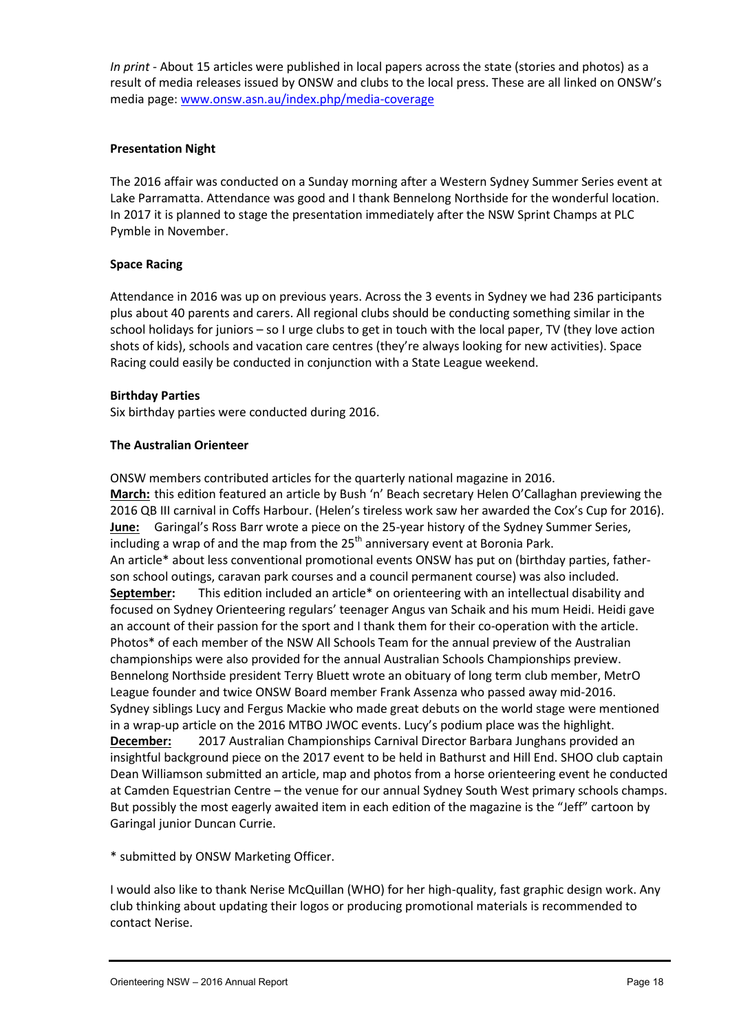*In print* - About 15 articles were published in local papers across the state (stories and photos) as a result of media releases issued by ONSW and clubs to the local press. These are all linked on ONSW's media page: [www.onsw.asn.au/index.php/media-coverage](www.onsw.asn.au/index.php/media-coverage)

**Presentation Night**

The 2016 affair was conducted on a Sunday morning after a Western Sydney Summer Series event at Lake Parramatta. Attendance was good and I thank Bennelong Northside for the wonderful location. In 2017 it is planned to stage the presentation immediately after the NSW Sprint Champs at PLC Pymble in November.

**Space Racing**

Attendance in 2016 was up on previous years. Across the 3 events in Sydney we had 236 participants plus about 40 parents and carers. All regional clubs should be conducting something similar in the school holidays for juniors – so I urge clubs to get in touch with the local paper, TV (they love action shots of kids), schools and vacation care centres (they're always looking for new activities). Space Racing could easily be conducted in conjunction with a State League weekend.

**Birthday Parties**

Six birthday parties were conducted during 2016.

**The Australian Orienteer**

ONSW members contributed articles for the quarterly national magazine in 2016.

**March:** this edition featured an article by Bush 'n' Beach secretary Helen O'Callaghan previewing the 2016 QB III carnival in Coffs Harbour. (Helen's tireless work saw her awarded the Cox's Cup for 2016).

**June:** Garingal's Ross Barr wrote a piece on the 25-year history of the Sydney Summer Series, including a wrap of and the map from the 25th anniversary event at Boronia Park.
An article* about less conventional promotional events ONSW has put on (birthday parties, father-son school outings, caravan park courses and a council permanent course) was also included.

**September:** This edition included an article* on orienteering with an intellectual disability and focused on Sydney Orienteering regulars' teenager Angus van Schaik and his mum Heidi. Heidi gave an account of their passion for the sport and I thank them for their co-operation with the article.
Photos* of each member of the NSW All Schools Team for the annual preview of the Australian championships were also provided for the annual Australian Schools Championships preview.
Bennelong Northside president Terry Bluett wrote an obituary of long term club member, MetrO League founder and twice ONSW Board member Frank Assenza who passed away mid-2016.
Sydney siblings Lucy and Fergus Mackie who made great debuts on the world stage were mentioned in a wrap-up article on the 2016 MTBO JWOC events. Lucy's podium place was the highlight.

**December:** 2017 Australian Championships Carnival Director Barbara Junghans provided an insightful background piece on the 2017 event to be held in Bathurst and Hill End. SHOO club captain Dean Williamson submitted an article, map and photos from a horse orienteering event he conducted at Camden Equestrian Centre – the venue for our annual Sydney South West primary schools champs.
But possibly the most eagerly awaited item in each edition of the magazine is the "Jeff" cartoon by Garingal junior Duncan Currie.

\* submitted by ONSW Marketing Officer.

I would also like to thank Nerise McQuillan (WHO) for her high-quality, fast graphic design work. Any club thinking about updating their logos or producing promotional materials is recommended to contact Nerise.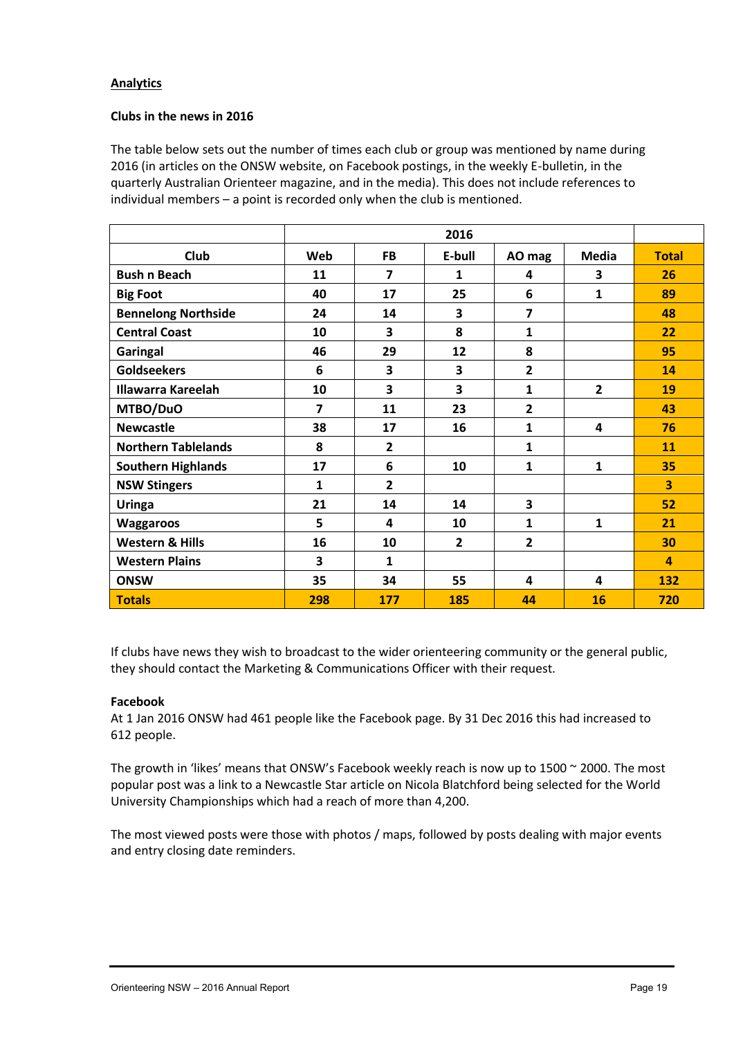**Analytics**

**Clubs in the news in 2016**

The table below sets out the number of times each club or group was mentioned by name during 2016 (in articles on the ONSW website, on Facebook postings, in the weekly E-bulletin, in the quarterly Australian Orienteer magazine, and in the media). This does not include references to individual members – a point is recorded only when the club is mentioned.

| | 2016 | | | | | |
|---|---|---|---|---|---|---|
| **Club** | **Web** | **FB** | **E-bull** | **AO mag** | **Media** | **Total** |
| **Bush n Beach** | 11 | 7 | 1 | 4 | 3 | 26 |
| **Big Foot** | 40 | 17 | 25 | 6 | 1 | 89 |
| **Bennelong Northside** | 24 | 14 | 3 | 7 | | 48 |
| **Central Coast** | 10 | 3 | 8 | 1 | | 22 |
| **Garingal** | 46 | 29 | 12 | 8 | | 95 |
| **Goldseekers** | 6 | 3 | 3 | 2 | | 14 |
| **Illawarra Kareelah** | 10 | 3 | 3 | 1 | 2 | 19 |
| **MTBO/DuO** | 7 | 11 | 23 | 2 | | 43 |
| **Newcastle** | 38 | 17 | 16 | 1 | 4 | 76 |
| **Northern Tablelands** | 8 | 2 | | 1 | | 11 |
| **Southern Highlands** | 17 | 6 | 10 | 1 | 1 | 35 |
| **NSW Stingers** | 1 | 2 | | | | 3 |
| **Uringa** | 21 | 14 | 14 | 3 | | 52 |
| **Waggaroos** | 5 | 4 | 10 | 1 | 1 | 21 |
| **Western & Hills** | 16 | 10 | 2 | 2 | | 30 |
| **Western Plains** | 3 | 1 | | | | 4 |
| **ONSW** | 35 | 34 | 55 | 4 | 4 | 132 |
| **Totals** | **298** | **177** | **185** | **44** | **16** | **720** |

If clubs have news they wish to broadcast to the wider orienteering community or the general public, they should contact the Marketing & Communications Officer with their request.

**Facebook**

At 1 Jan 2016 ONSW had 461 people like the Facebook page. By 31 Dec 2016 this had increased to 612 people.

The growth in 'likes' means that ONSW's Facebook weekly reach is now up to 1500 ~ 2000. The most popular post was a link to a Newcastle Star article on Nicola Blatchford being selected for the World University Championships which had a reach of more than 4,200.

The most viewed posts were those with photos / maps, followed by posts dealing with major events and entry closing date reminders.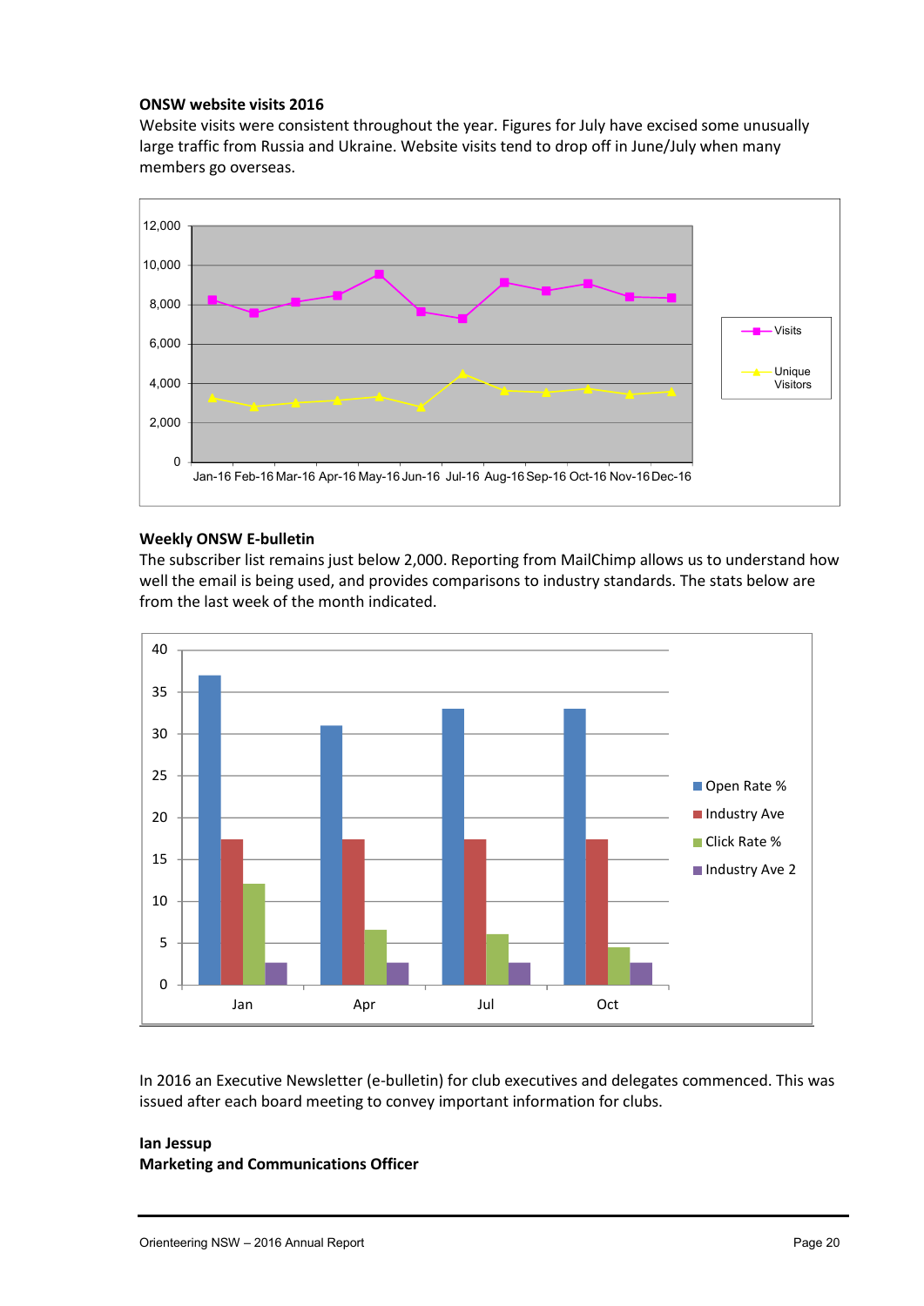**ONSW website visits 2016**

Website visits were consistent throughout the year. Figures for July have excised some unusually large traffic from Russia and Ukraine. Website visits tend to drop off in June/July when many members go overseas.

**Weekly ONSW E-bulletin**

The subscriber list remains just below 2,000. Reporting from MailChimp allows us to understand how well the email is being used, and provides comparisons to industry standards. The stats below are from the last week of the month indicated.

In 2016 an Executive Newsletter (e-bulletin) for club executives and delegates commenced. This was issued after each board meeting to convey important information for clubs.

**Ian Jessup**
**Marketing and Communications Officer**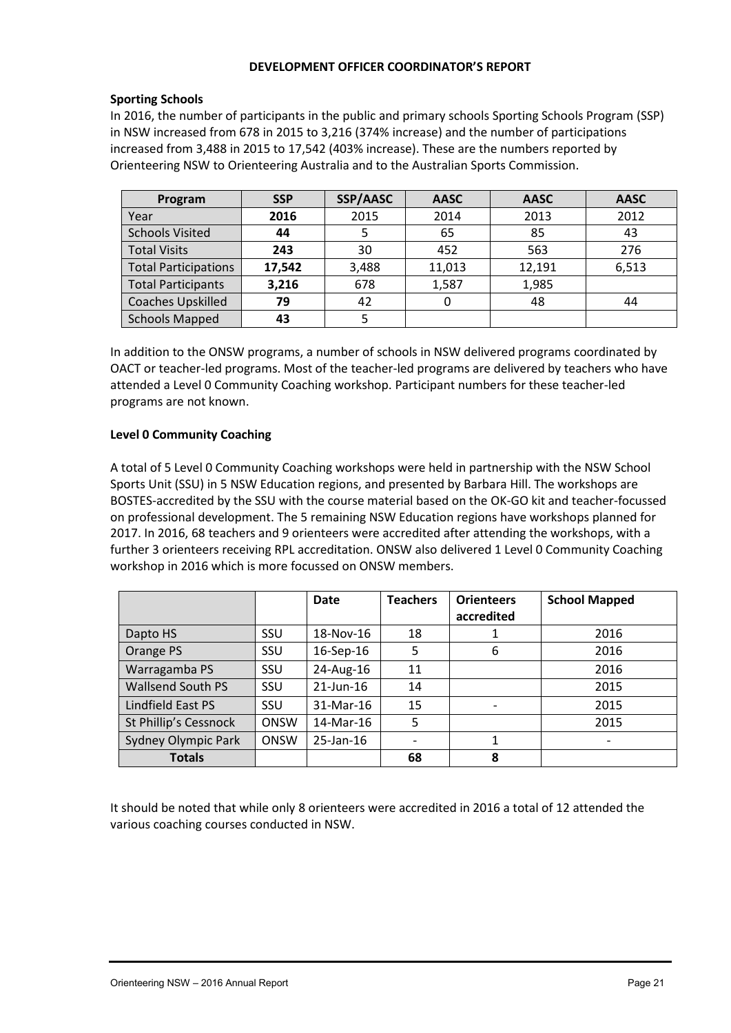## DEVELOPMENT OFFICER COORDINATOR'S REPORT

### Sporting Schools

In 2016, the number of participants in the public and primary schools Sporting Schools Program (SSP) in NSW increased from 678 in 2015 to 3,216 (374% increase) and the number of participations increased from 3,488 in 2015 to 17,542 (403% increase). These are the numbers reported by Orienteering NSW to Orienteering Australia and to the Australian Sports Commission.

| Program | SSP | SSP/AASC | AASC | AASC | AASC |
|---|---|---|---|---|---|
| Year | **2016** | 2015 | 2014 | 2013 | 2012 |
| Schools Visited | **44** | 5 | 65 | 85 | 43 |
| Total Visits | **243** | 30 | 452 | 563 | 276 |
| Total Participations | **17,542** | 3,488 | 11,013 | 12,191 | 6,513 |
| Total Participants | **3,216** | 678 | 1,587 | 1,985 | |
| Coaches Upskilled | **79** | 42 | 0 | 48 | 44 |
| Schools Mapped | **43** | 5 | | | |

In addition to the ONSW programs, a number of schools in NSW delivered programs coordinated by OACT or teacher-led programs. Most of the teacher-led programs are delivered by teachers who have attended a Level 0 Community Coaching workshop. Participant numbers for these teacher-led programs are not known.

### Level 0 Community Coaching

A total of 5 Level 0 Community Coaching workshops were held in partnership with the NSW School Sports Unit (SSU) in 5 NSW Education regions, and presented by Barbara Hill. The workshops are BOSTES-accredited by the SSU with the course material based on the OK-GO kit and teacher-focussed on professional development. The 5 remaining NSW Education regions have workshops planned for 2017. In 2016, 68 teachers and 9 orienteers were accredited after attending the workshops, with a further 3 orienteers receiving RPL accreditation. ONSW also delivered 1 Level 0 Community Coaching workshop in 2016 which is more focussed on ONSW members.

| | | Date | Teachers | Orienteers accredited | School Mapped |
|---|---|---|---|---|---|
| Dapto HS | SSU | 18-Nov-16 | 18 | 1 | 2016 |
| Orange PS | SSU | 16-Sep-16 | 5 | 6 | 2016 |
| Warragamba PS | SSU | 24-Aug-16 | 11 | | 2016 |
| Wallsend South PS | SSU | 21-Jun-16 | 14 | | 2015 |
| Lindfield East PS | SSU | 31-Mar-16 | 15 | - | 2015 |
| St Phillip's Cessnock | ONSW | 14-Mar-16 | 5 | | 2015 |
| Sydney Olympic Park | ONSW | 25-Jan-16 | - | 1 | - |
| **Totals** | | | **68** | **8** | |

It should be noted that while only 8 orienteers were accredited in 2016 a total of 12 attended the various coaching courses conducted in NSW.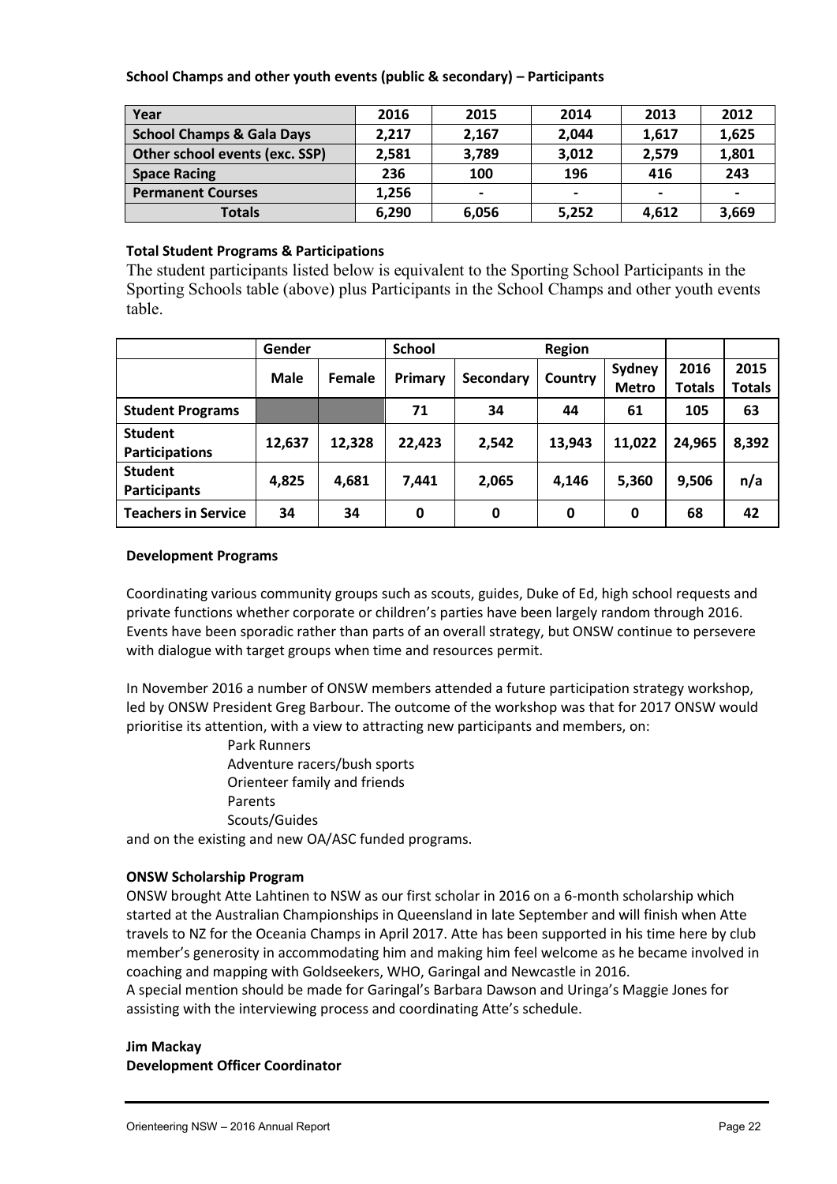**School Champs and other youth events (public & secondary) – Participants**

| Year | 2016 | 2015 | 2014 | 2013 | 2012 |
|---|---|---|---|---|---|
| **School Champs & Gala Days** | **2,217** | **2,167** | **2,044** | **1,617** | **1,625** |
| **Other school events (exc. SSP)** | **2,581** | **3,789** | **3,012** | **2,579** | **1,801** |
| **Space Racing** | **236** | **100** | **196** | **416** | **243** |
| **Permanent Courses** | **1,256** | **-** | **-** | **-** | **-** |
| **Totals** | **6,290** | **6,056** | **5,252** | **4,612** | **3,669** |

**Total Student Programs & Participations**

The student participants listed below is equivalent to the Sporting School Participants in the Sporting Schools table (above) plus Participants in the School Champs and other youth events table.

| | Gender | | School | | Region | | | |
|---|---|---|---|---|---|---|---|---|
| | **Male** | **Female** | **Primary** | **Secondary** | **Country** | **Sydney Metro** | **2016 Totals** | **2015 Totals** |
| **Student Programs** | | | **71** | **34** | **44** | **61** | **105** | **63** |
| **Student Participations** | **12,637** | **12,328** | **22,423** | **2,542** | **13,943** | **11,022** | **24,965** | **8,392** |
| **Student Participants** | **4,825** | **4,681** | **7,441** | **2,065** | **4,146** | **5,360** | **9,506** | **n/a** |
| **Teachers in Service** | **34** | **34** | **0** | **0** | **0** | **0** | **68** | **42** |

**Development Programs**

Coordinating various community groups such as scouts, guides, Duke of Ed, high school requests and private functions whether corporate or children's parties have been largely random through 2016. Events have been sporadic rather than parts of an overall strategy, but ONSW continue to persevere with dialogue with target groups when time and resources permit.

In November 2016 a number of ONSW members attended a future participation strategy workshop, led by ONSW President Greg Barbour. The outcome of the workshop was that for 2017 ONSW would prioritise its attention, with a view to attracting new participants and members, on:

- Park Runners
- Adventure racers/bush sports
- Orienteer family and friends
- Parents
- Scouts/Guides

and on the existing and new OA/ASC funded programs.

**ONSW Scholarship Program**

ONSW brought Atte Lahtinen to NSW as our first scholar in 2016 on a 6-month scholarship which started at the Australian Championships in Queensland in late September and will finish when Atte travels to NZ for the Oceania Champs in April 2017. Atte has been supported in his time here by club member's generosity in accommodating him and making him feel welcome as he became involved in coaching and mapping with Goldseekers, WHO, Garingal and Newcastle in 2016.

A special mention should be made for Garingal's Barbara Dawson and Uringa's Maggie Jones for assisting with the interviewing process and coordinating Atte's schedule.

**Jim Mackay**
**Development Officer Coordinator**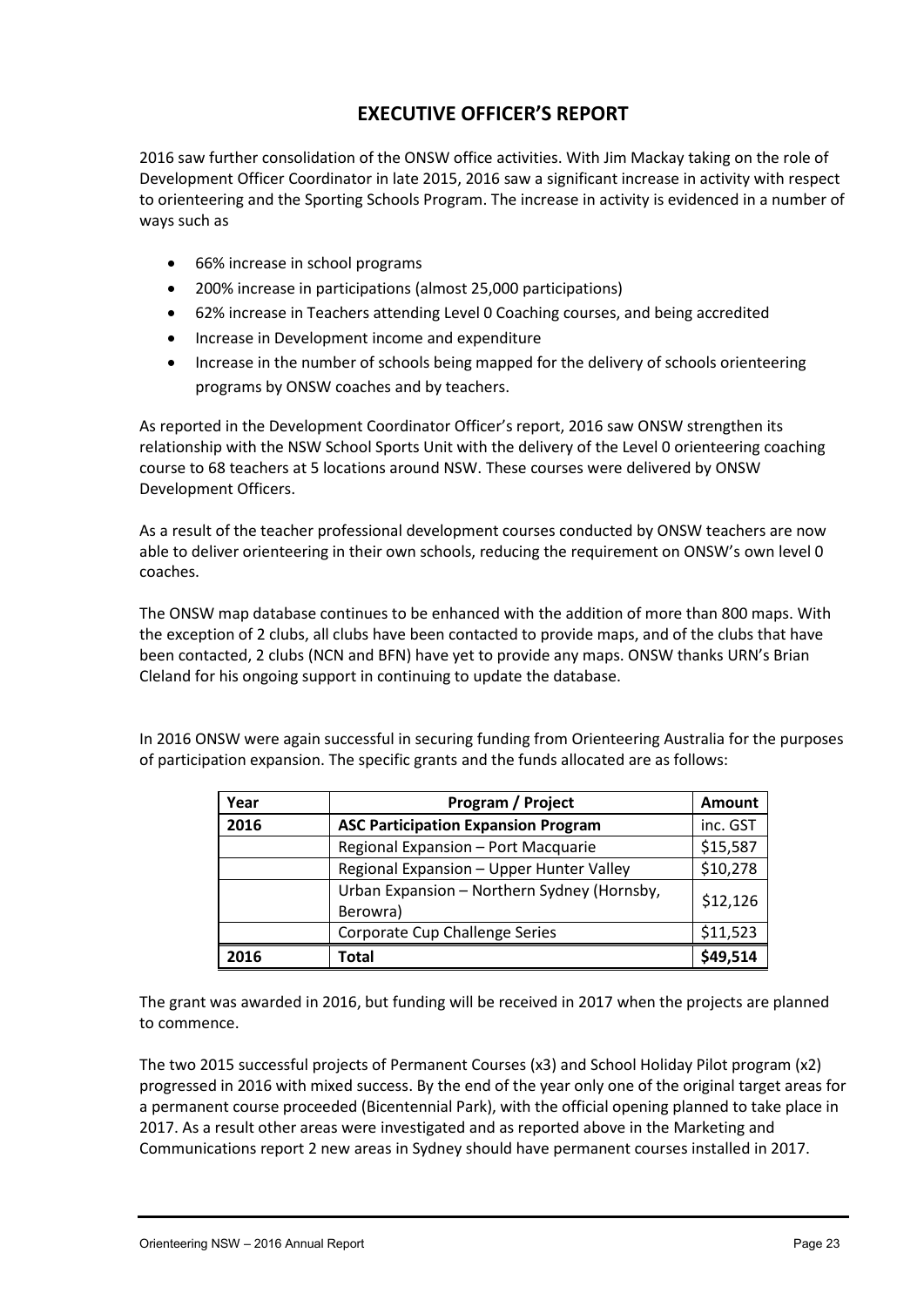# EXECUTIVE OFFICER'S REPORT

2016 saw further consolidation of the ONSW office activities. With Jim Mackay taking on the role of Development Officer Coordinator in late 2015, 2016 saw a significant increase in activity with respect to orienteering and the Sporting Schools Program. The increase in activity is evidenced in a number of ways such as

- 66% increase in school programs
- 200% increase in participations (almost 25,000 participations)
- 62% increase in Teachers attending Level 0 Coaching courses, and being accredited
- Increase in Development income and expenditure
- Increase in the number of schools being mapped for the delivery of schools orienteering programs by ONSW coaches and by teachers.

As reported in the Development Coordinator Officer's report, 2016 saw ONSW strengthen its relationship with the NSW School Sports Unit with the delivery of the Level 0 orienteering coaching course to 68 teachers at 5 locations around NSW. These courses were delivered by ONSW Development Officers.

As a result of the teacher professional development courses conducted by ONSW teachers are now able to deliver orienteering in their own schools, reducing the requirement on ONSW's own level 0 coaches.

The ONSW map database continues to be enhanced with the addition of more than 800 maps. With the exception of 2 clubs, all clubs have been contacted to provide maps, and of the clubs that have been contacted, 2 clubs (NCN and BFN) have yet to provide any maps. ONSW thanks URN's Brian Cleland for his ongoing support in continuing to update the database.

In 2016 ONSW were again successful in securing funding from Orienteering Australia for the purposes of participation expansion. The specific grants and the funds allocated are as follows:

| Year | Program / Project | Amount |
|---|---|---|
| **2016** | **ASC Participation Expansion Program** | inc. GST |
| | Regional Expansion – Port Macquarie | $15,587 |
| | Regional Expansion – Upper Hunter Valley | $10,278 |
| | Urban Expansion – Northern Sydney (Hornsby, Berowra) | $12,126 |
| | Corporate Cup Challenge Series | $11,523 |
| **2016** | **Total** | **$49,514** |

The grant was awarded in 2016, but funding will be received in 2017 when the projects are planned to commence.

The two 2015 successful projects of Permanent Courses (x3) and School Holiday Pilot program (x2) progressed in 2016 with mixed success. By the end of the year only one of the original target areas for a permanent course proceeded (Bicentennial Park), with the official opening planned to take place in 2017. As a result other areas were investigated and as reported above in the Marketing and Communications report 2 new areas in Sydney should have permanent courses installed in 2017.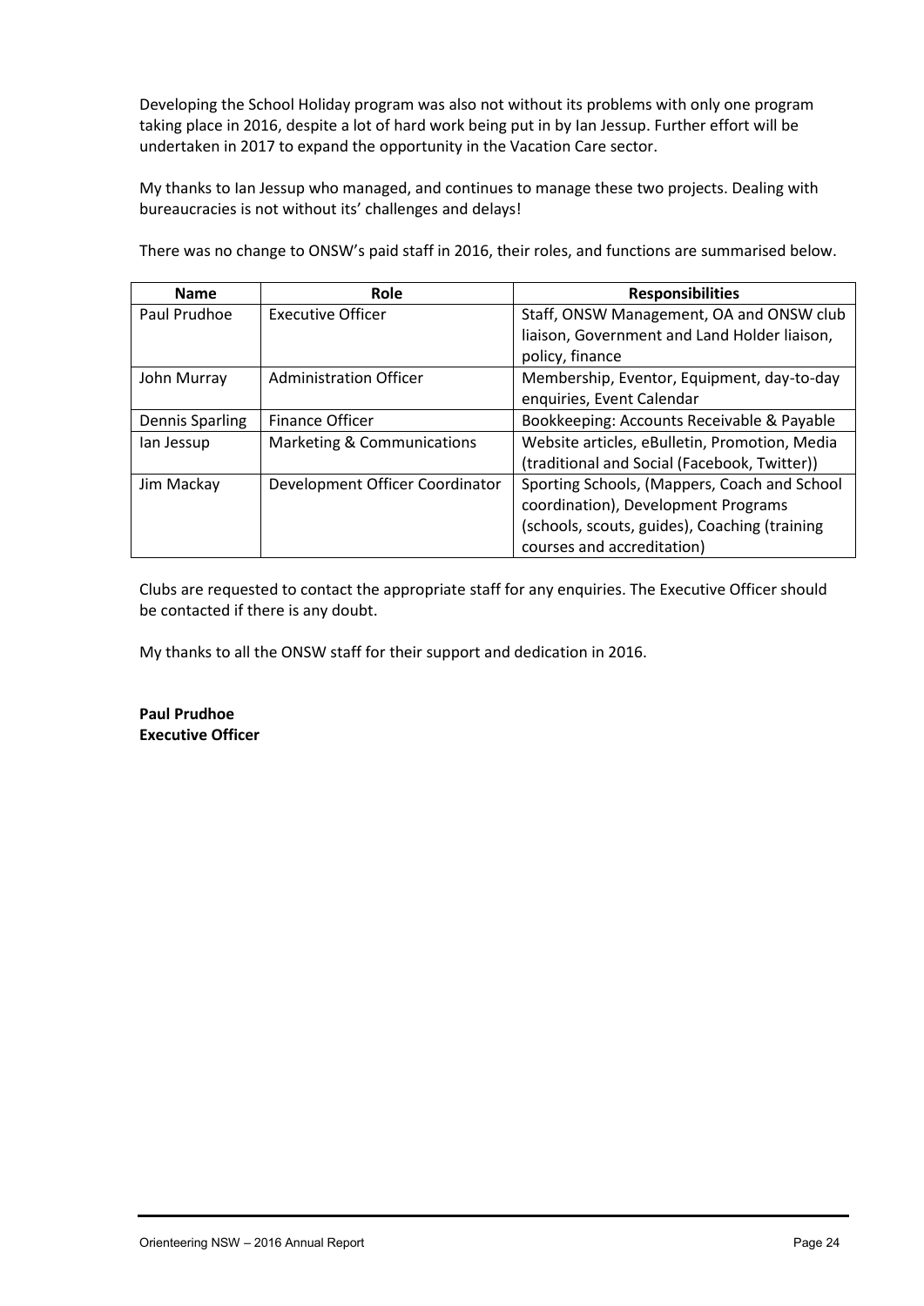Developing the School Holiday program was also not without its problems with only one program taking place in 2016, despite a lot of hard work being put in by Ian Jessup. Further effort will be undertaken in 2017 to expand the opportunity in the Vacation Care sector.

My thanks to Ian Jessup who managed, and continues to manage these two projects. Dealing with bureaucracies is not without its' challenges and delays!

There was no change to ONSW's paid staff in 2016, their roles, and functions are summarised below.

| Name | Role | Responsibilities |
|---|---|---|
| Paul Prudhoe | Executive Officer | Staff, ONSW Management, OA and ONSW club liaison, Government and Land Holder liaison, policy, finance |
| John Murray | Administration Officer | Membership, Eventor, Equipment, day-to-day enquiries, Event Calendar |
| Dennis Sparling | Finance Officer | Bookkeeping: Accounts Receivable & Payable |
| Ian Jessup | Marketing & Communications | Website articles, eBulletin, Promotion, Media (traditional and Social (Facebook, Twitter)) |
| Jim Mackay | Development Officer Coordinator | Sporting Schools, (Mappers, Coach and School coordination), Development Programs (schools, scouts, guides), Coaching (training courses and accreditation) |

Clubs are requested to contact the appropriate staff for any enquiries. The Executive Officer should be contacted if there is any doubt.

My thanks to all the ONSW staff for their support and dedication in 2016.

**Paul Prudhoe**
**Executive Officer**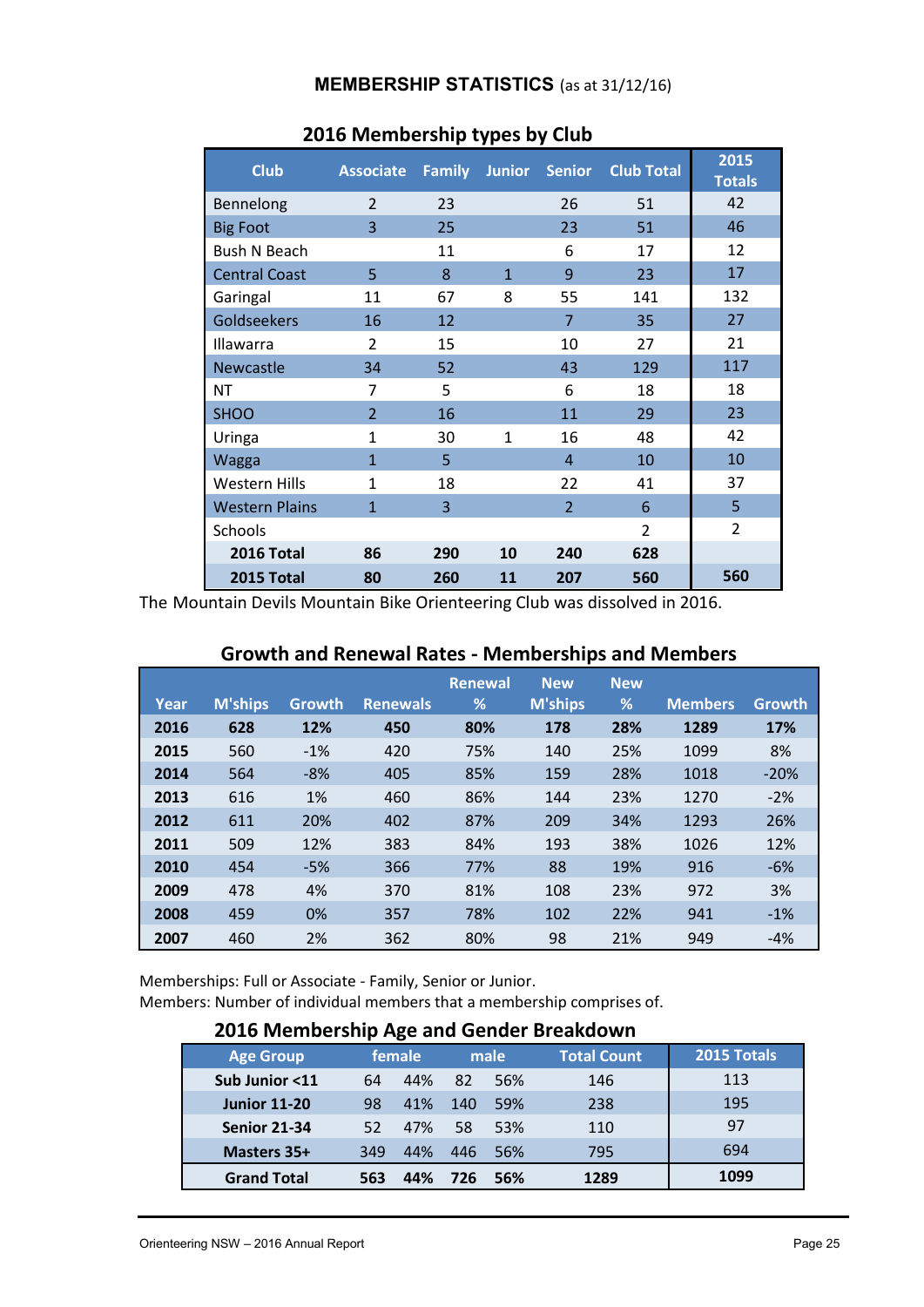## MEMBERSHIP STATISTICS (as at 31/12/16)

### 2016 Membership types by Club

| Club | Associate | Family | Junior | Senior | Club Total | 2015 Totals |
|---|---|---|---|---|---|---|
| Bennelong | 2 | 23 | | 26 | 51 | 42 |
| Big Foot | 3 | 25 | | 23 | 51 | 46 |
| Bush N Beach | | 11 | | 6 | 17 | 12 |
| Central Coast | 5 | 8 | 1 | 9 | 23 | 17 |
| Garingal | 11 | 67 | 8 | 55 | 141 | 132 |
| Goldseekers | 16 | 12 | | 7 | 35 | 27 |
| Illawarra | 2 | 15 | | 10 | 27 | 21 |
| Newcastle | 34 | 52 | | 43 | 129 | 117 |
| NT | 7 | 5 | | 6 | 18 | 18 |
| SHOO | 2 | 16 | | 11 | 29 | 23 |
| Uringa | 1 | 30 | 1 | 16 | 48 | 42 |
| Wagga | 1 | 5 | | 4 | 10 | 10 |
| Western Hills | 1 | 18 | | 22 | 41 | 37 |
| Western Plains | 1 | 3 | | 2 | 6 | 5 |
| Schools | | | | | 2 | 2 |
| **2016 Total** | **86** | **290** | **10** | **240** | **628** | |
| **2015 Total** | **80** | **260** | **11** | **207** | **560** | **560** |

The Mountain Devils Mountain Bike Orienteering Club was dissolved in 2016.

### Growth and Renewal Rates - Memberships and Members

| Year | M'ships | Growth | Renewals | Renewal % | New M'ships | New % | Members | Growth |
|---|---|---|---|---|---|---|---|---|
| **2016** | **628** | **12%** | **450** | **80%** | **178** | **28%** | **1289** | **17%** |
| **2015** | 560 | -1% | 420 | 75% | 140 | 25% | 1099 | 8% |
| **2014** | 564 | -8% | 405 | 85% | 159 | 28% | 1018 | -20% |
| **2013** | 616 | 1% | 460 | 86% | 144 | 23% | 1270 | -2% |
| **2012** | 611 | 20% | 402 | 87% | 209 | 34% | 1293 | 26% |
| **2011** | 509 | 12% | 383 | 84% | 193 | 38% | 1026 | 12% |
| **2010** | 454 | -5% | 366 | 77% | 88 | 19% | 916 | -6% |
| **2009** | 478 | 4% | 370 | 81% | 108 | 23% | 972 | 3% |
| **2008** | 459 | 0% | 357 | 78% | 102 | 22% | 941 | -1% |
| **2007** | 460 | 2% | 362 | 80% | 98 | 21% | 949 | -4% |

Memberships: Full or Associate - Family, Senior or Junior.
Members: Number of individual members that a membership comprises of.

### 2016 Membership Age and Gender Breakdown

| Age Group | female | | male | | Total Count | 2015 Totals |
|---|---|---|---|---|---|---|
| **Sub Junior <11** | 64 | 44% | 82 | 56% | 146 | 113 |
| **Junior 11-20** | 98 | 41% | 140 | 59% | 238 | 195 |
| **Senior 21-34** | 52 | 47% | 58 | 53% | 110 | 97 |
| **Masters 35+** | 349 | 44% | 446 | 56% | 795 | 694 |
| **Grand Total** | **563** | **44%** | **726** | **56%** | **1289** | **1099** |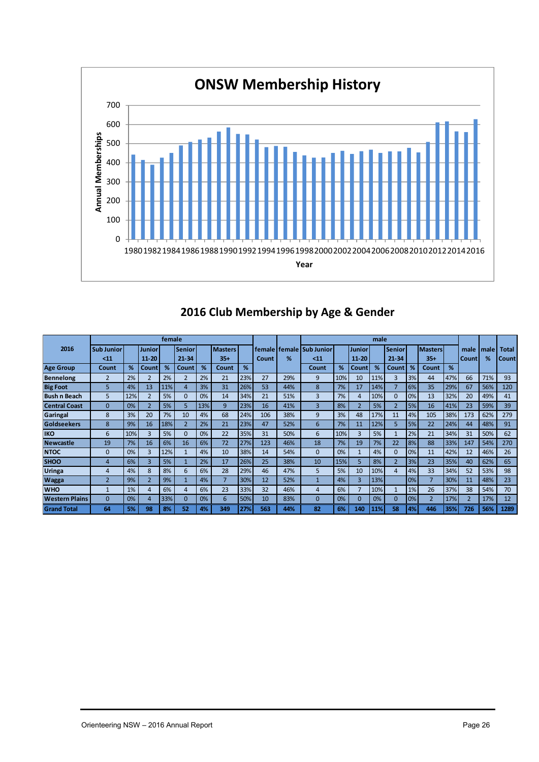# ONSW Membership History

## 2016 Club Membership by Age & Gender

| 2016 | female | | | | | | | | | | male | | | | | | | | | | |
|---|---|---|---|---|---|---|---|---|---|---|---|---|---|---|---|---|---|---|---|---|---|
| | Sub Junior <11 | | Junior 11-20 | | Senior 21-34 | | Masters 35+ | | female Count | female % | Sub Junior <11 | | Junior 11-20 | | Senior 21-34 | | Masters 35+ | | male Count | male % | Total Count |
| Age Group | Count | % | Count | % | Count | % | Count | % | | | Count | % | Count | % | Count | % | Count | % | | | |
| Bennelong | 2 | 2% | 2 | 2% | 2 | 2% | 21 | 23% | 27 | 29% | 9 | 10% | 10 | 11% | 3 | 3% | 44 | 47% | 66 | 71% | 93 |
| Big Foot | 5 | 4% | 13 | 11% | 4 | 3% | 31 | 26% | 53 | 44% | 8 | 7% | 17 | 14% | 7 | 6% | 35 | 29% | 67 | 56% | 120 |
| Bush n Beach | 5 | 12% | 2 | 5% | 0 | 0% | 14 | 34% | 21 | 51% | 3 | 7% | 4 | 10% | 0 | 0% | 13 | 32% | 20 | 49% | 41 |
| Central Coast | 0 | 0% | 2 | 5% | 5 | 13% | 9 | 23% | 16 | 41% | 3 | 8% | 2 | 5% | 2 | 5% | 16 | 41% | 23 | 59% | 39 |
| Garingal | 8 | 3% | 20 | 7% | 10 | 4% | 68 | 24% | 106 | 38% | 9 | 3% | 48 | 17% | 11 | 4% | 105 | 38% | 173 | 62% | 279 |
| Goldseekers | 8 | 9% | 16 | 18% | 2 | 2% | 21 | 23% | 47 | 52% | 6 | 7% | 11 | 12% | 5 | 5% | 22 | 24% | 44 | 48% | 91 |
| IKO | 6 | 10% | 3 | 5% | 0 | 0% | 22 | 35% | 31 | 50% | 6 | 10% | 3 | 5% | 1 | 2% | 21 | 34% | 31 | 50% | 62 |
| Newcastle | 19 | 7% | 16 | 6% | 16 | 6% | 72 | 27% | 123 | 46% | 18 | 7% | 19 | 7% | 22 | 8% | 88 | 33% | 147 | 54% | 270 |
| NTOC | 0 | 0% | 3 | 12% | 1 | 4% | 10 | 38% | 14 | 54% | 0 | 0% | 1 | 4% | 0 | 0% | 11 | 42% | 12 | 46% | 26 |
| SHOO | 4 | 6% | 3 | 5% | 1 | 2% | 17 | 26% | 25 | 38% | 10 | 15% | 5 | 8% | 2 | 3% | 23 | 35% | 40 | 62% | 65 |
| Uringa | 4 | 4% | 8 | 8% | 6 | 6% | 28 | 29% | 46 | 47% | 5 | 5% | 10 | 10% | 4 | 4% | 33 | 34% | 52 | 53% | 98 |
| Wagga | 2 | 9% | 2 | 9% | 1 | 4% | 7 | 30% | 12 | 52% | 1 | 4% | 3 | 13% | | 0% | 7 | 30% | 11 | 48% | 23 |
| WHO | 1 | 1% | 4 | 6% | 4 | 6% | 23 | 33% | 32 | 46% | 4 | 6% | 7 | 10% | 1 | 1% | 26 | 37% | 38 | 54% | 70 |
| Western Plains | 0 | 0% | 4 | 33% | 0 | 0% | 6 | 50% | 10 | 83% | 0 | 0% | 0 | 0% | 0 | 0% | 2 | 17% | 2 | 17% | 12 |
| Grand Total | 64 | 5% | 98 | 8% | 52 | 4% | 349 | 27% | 563 | 44% | 82 | 6% | 140 | 11% | 58 | 4% | 446 | 35% | 726 | 56% | 1289 |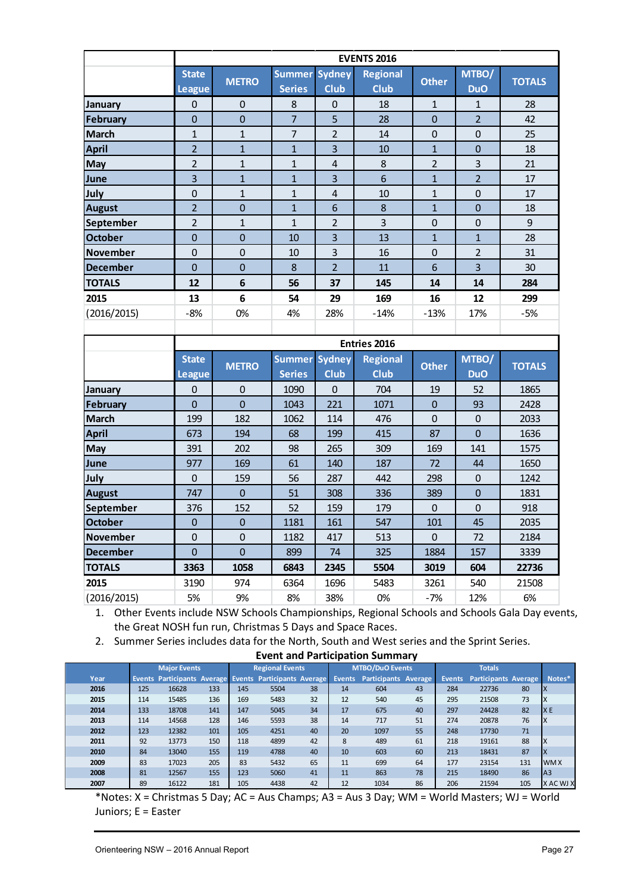| | EVENTS 2016 | | | | | | | |
|---|---|---|---|---|---|---|---|---|
| | State League | METRO | Summer Series | Sydney Club | Regional Club | Other | MTBO/ DuO | TOTALS |
| January | 0 | 0 | 8 | 0 | 18 | 1 | 1 | 28 |
| February | 0 | 0 | 7 | 5 | 28 | 0 | 2 | 42 |
| March | 1 | 1 | 7 | 2 | 14 | 0 | 0 | 25 |
| April | 2 | 1 | 1 | 3 | 10 | 1 | 0 | 18 |
| May | 2 | 1 | 1 | 4 | 8 | 2 | 3 | 21 |
| June | 3 | 1 | 1 | 3 | 6 | 1 | 2 | 17 |
| July | 0 | 1 | 1 | 4 | 10 | 1 | 0 | 17 |
| August | 2 | 0 | 1 | 6 | 8 | 1 | 0 | 18 |
| September | 2 | 1 | 1 | 2 | 3 | 0 | 0 | 9 |
| October | 0 | 0 | 10 | 3 | 13 | 1 | 1 | 28 |
| November | 0 | 0 | 10 | 3 | 16 | 0 | 2 | 31 |
| December | 0 | 0 | 8 | 2 | 11 | 6 | 3 | 30 |
| **TOTALS** | **12** | **6** | **56** | **37** | **145** | **14** | **14** | **284** |
| **2015** | **13** | **6** | **54** | **29** | **169** | **16** | **12** | **299** |
| (2016/2015) | -8% | 0% | 4% | 28% | -14% | -13% | 17% | -5% |

| | Entries 2016 | | | | | | | |
|---|---|---|---|---|---|---|---|---|
| | State League | METRO | Summer Series | Sydney Club | Regional Club | Other | MTBO/ DuO | TOTALS |
| January | 0 | 0 | 1090 | 0 | 704 | 19 | 52 | 1865 |
| February | 0 | 0 | 1043 | 221 | 1071 | 0 | 93 | 2428 |
| March | 199 | 182 | 1062 | 114 | 476 | 0 | 0 | 2033 |
| April | 673 | 194 | 68 | 199 | 415 | 87 | 0 | 1636 |
| May | 391 | 202 | 98 | 265 | 309 | 169 | 141 | 1575 |
| June | 977 | 169 | 61 | 140 | 187 | 72 | 44 | 1650 |
| July | 0 | 159 | 56 | 287 | 442 | 298 | 0 | 1242 |
| August | 747 | 0 | 51 | 308 | 336 | 389 | 0 | 1831 |
| September | 376 | 152 | 52 | 159 | 179 | 0 | 0 | 918 |
| October | 0 | 0 | 1181 | 161 | 547 | 101 | 45 | 2035 |
| November | 0 | 0 | 1182 | 417 | 513 | 0 | 72 | 2184 |
| December | 0 | 0 | 899 | 74 | 325 | 1884 | 157 | 3339 |
| **TOTALS** | **3363** | **1058** | **6843** | **2345** | **5504** | **3019** | **604** | **22736** |
| **2015** | 3190 | 974 | 6364 | 1696 | 5483 | 3261 | 540 | 21508 |
| (2016/2015) | 5% | 9% | 8% | 38% | 0% | -7% | 12% | 6% |

1. Other Events include NSW Schools Championships, Regional Schools and Schools Gala Day events, the Great NOSH fun run, Christmas 5 Days and Space Races.
2. Summer Series includes data for the North, South and West series and the Sprint Series.

**Event and Participation Summary**

| | Major Events | | | Regional Events | | | MTBO/DuO Events | | | Totals | | | |
|---|---|---|---|---|---|---|---|---|---|---|---|---|---|
| Year | Events | Participants | Average | Events | Participants | Average | Events | Participants | Average | Events | Participants | Average | Notes* |
| 2016 | 125 | 16628 | 133 | 145 | 5504 | 38 | 14 | 604 | 43 | 284 | 22736 | 80 | X |
| 2015 | 114 | 15485 | 136 | 169 | 5483 | 32 | 12 | 540 | 45 | 295 | 21508 | 73 | X |
| 2014 | 133 | 18708 | 141 | 147 | 5045 | 34 | 17 | 675 | 40 | 297 | 24428 | 82 | X E |
| 2013 | 114 | 14568 | 128 | 146 | 5593 | 38 | 14 | 717 | 51 | 274 | 20878 | 76 | X |
| 2012 | 123 | 12382 | 101 | 105 | 4251 | 40 | 20 | 1097 | 55 | 248 | 17730 | 71 | |
| 2011 | 92 | 13773 | 150 | 118 | 4899 | 42 | 8 | 489 | 61 | 218 | 19161 | 88 | X |
| 2010 | 84 | 13040 | 155 | 119 | 4788 | 40 | 10 | 603 | 60 | 213 | 18431 | 87 | X |
| 2009 | 83 | 17023 | 205 | 83 | 5432 | 65 | 11 | 699 | 64 | 177 | 23154 | 131 | WM X |
| 2008 | 81 | 12567 | 155 | 123 | 5060 | 41 | 11 | 863 | 78 | 215 | 18490 | 86 | A3 |
| 2007 | 89 | 16122 | 181 | 105 | 4438 | 42 | 12 | 1034 | 86 | 206 | 21594 | 105 | X AC WJ X |

*Notes: X = Christmas 5 Day; AC = Aus Champs; A3 = Aus 3 Day; WM = World Masters; WJ = World Juniors; E = Easter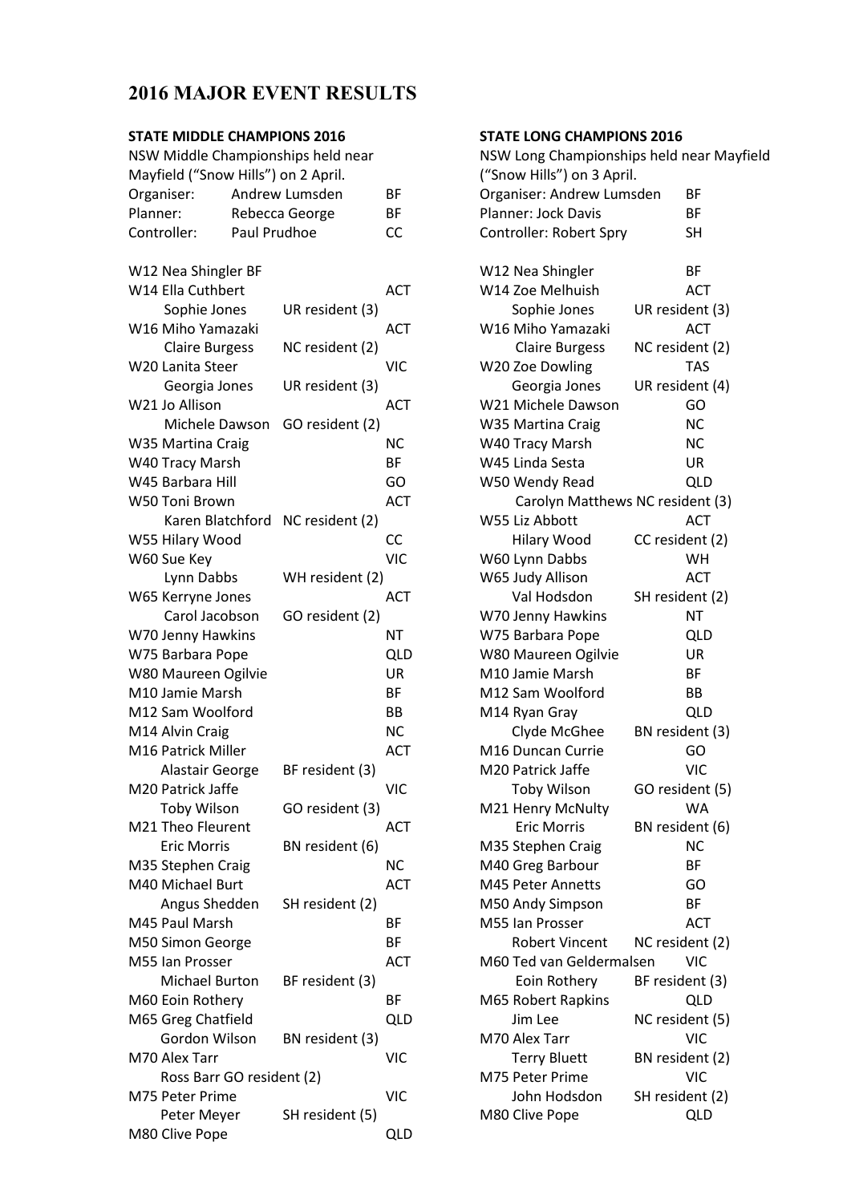# 2016 MAJOR EVENT RESULTS

## STATE MIDDLE CHAMPIONS 2016

NSW Middle Championships held near Mayfield ("Snow Hills") on 2 April.

| | | |
|---|---|---|
| Organiser: | Andrew Lumsden | BF |
| Planner: | Rebecca George | BF |
| Controller: | Paul Prudhoe | CC |

| Class | Name | | Club |
|---|---|---|---|
| W12 | Nea Shingler BF | | |
| W14 | Ella Cuthbert | | ACT |
| | Sophie Jones | UR resident (3) | |
| W16 | Miho Yamazaki | | ACT |
| | Claire Burgess | NC resident (2) | |
| W20 | Lanita Steer | | VIC |
| | Georgia Jones | UR resident (3) | |
| W21 | Jo Allison | | ACT |
| | Michele Dawson | GO resident (2) | |
| W35 | Martina Craig | | NC |
| W40 | Tracy Marsh | | BF |
| W45 | Barbara Hill | | GO |
| W50 | Toni Brown | | ACT |
| | Karen Blatchford | NC resident (2) | |
| W55 | Hilary Wood | | CC |
| W60 | Sue Key | | VIC |
| | Lynn Dabbs | WH resident (2) | |
| W65 | Kerryne Jones | | ACT |
| | Carol Jacobson | GO resident (2) | |
| W70 | Jenny Hawkins | | NT |
| W75 | Barbara Pope | | QLD |
| W80 | Maureen Ogilvie | | UR |
| M10 | Jamie Marsh | | BF |
| M12 | Sam Woolford | | BB |
| M14 | Alvin Craig | | NC |
| M16 | Patrick Miller | | ACT |
| | Alastair George | BF resident (3) | |
| M20 | Patrick Jaffe | | VIC |
| | Toby Wilson | GO resident (3) | |
| M21 | Theo Fleurent | | ACT |
| | Eric Morris | BN resident (6) | |
| M35 | Stephen Craig | | NC |
| M40 | Michael Burt | | ACT |
| | Angus Shedden | SH resident (2) | |
| M45 | Paul Marsh | | BF |
| M50 | Simon George | | BF |
| M55 | Ian Prosser | | ACT |
| | Michael Burton | BF resident (3) | |
| M60 | Eoin Rothery | | BF |
| M65 | Greg Chatfield | | QLD |
| | Gordon Wilson | BN resident (3) | |
| M70 | Alex Tarr | | VIC |
| | Ross Barr GO resident (2) | | |
| M75 | Peter Prime | | VIC |
| | Peter Meyer | SH resident (5) | |
| M80 | Clive Pope | | QLD |

## STATE LONG CHAMPIONS 2016

NSW Long Championships held near Mayfield ("Snow Hills") on 3 April.

| | |
|---|---|
| Organiser: Andrew Lumsden | BF |
| Planner: Jock Davis | BF |
| Controller: Robert Spry | SH |

| Class | Name | | Club |
|---|---|---|---|
| W12 | Nea Shingler | | BF |
| W14 | Zoe Melhuish | | ACT |
| | Sophie Jones | UR resident (3) | |
| W16 | Miho Yamazaki | | ACT |
| | Claire Burgess | NC resident (2) | |
| W20 | Zoe Dowling | | TAS |
| | Georgia Jones | UR resident (4) | |
| W21 | Michele Dawson | | GO |
| W35 | Martina Craig | | NC |
| W40 | Tracy Marsh | | NC |
| W45 | Linda Sesta | | UR |
| W50 | Wendy Read | | QLD |
| | Carolyn Matthews | NC resident (3) | |
| W55 | Liz Abbott | | ACT |
| | Hilary Wood | CC resident (2) | |
| W60 | Lynn Dabbs | | WH |
| W65 | Judy Allison | | ACT |
| | Val Hodsdon | SH resident (2) | |
| W70 | Jenny Hawkins | | NT |
| W75 | Barbara Pope | | QLD |
| W80 | Maureen Ogilvie | | UR |
| M10 | Jamie Marsh | | BF |
| M12 | Sam Woolford | | BB |
| M14 | Ryan Gray | | QLD |
| | Clyde McGhee | BN resident (3) | |
| M16 | Duncan Currie | | GO |
| M20 | Patrick Jaffe | | VIC |
| | Toby Wilson | GO resident (5) | |
| M21 | Henry McNulty | | WA |
| | Eric Morris | BN resident (6) | |
| M35 | Stephen Craig | | NC |
| M40 | Greg Barbour | | BF |
| M45 | Peter Annetts | | GO |
| M50 | Andy Simpson | | BF |
| M55 | Ian Prosser | | ACT |
| | Robert Vincent | NC resident (2) | |
| M60 | Ted van Geldermalsen | | VIC |
| | Eoin Rothery | BF resident (3) | |
| M65 | Robert Rapkins | | QLD |
| | Jim Lee | NC resident (5) | |
| M70 | Alex Tarr | | VIC |
| | Terry Bluett | BN resident (2) | |
| M75 | Peter Prime | | VIC |
| | John Hodsdon | SH resident (2) | |
| M80 | Clive Pope | | QLD |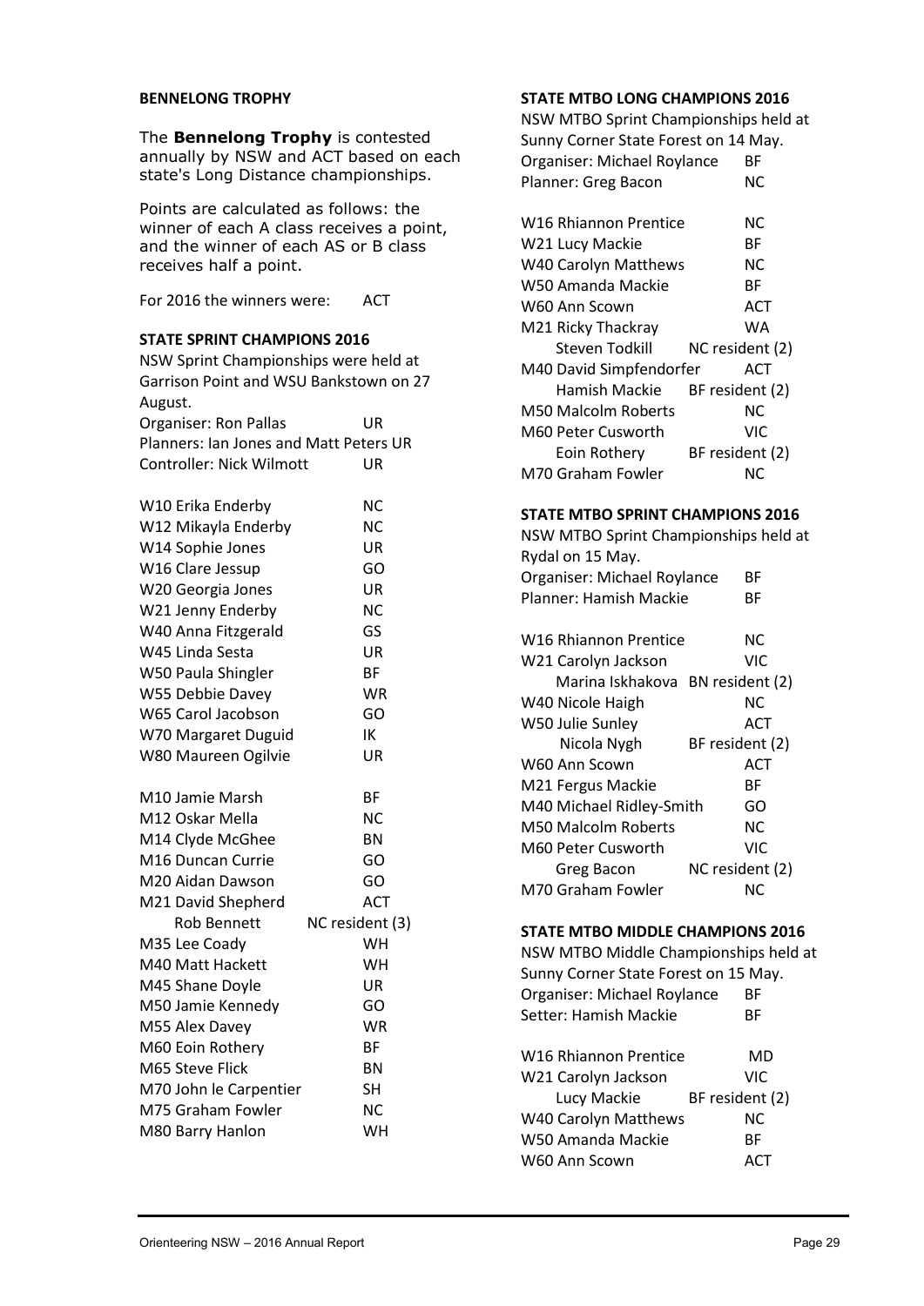#### BENNELONG TROPHY

The **Bennelong Trophy** is contested annually by NSW and ACT based on each state's Long Distance championships.

Points are calculated as follows: the winner of each A class receives a point, and the winner of each AS or B class receives half a point.

For 2016 the winners were: ACT

#### STATE SPRINT CHAMPIONS 2016

NSW Sprint Championships were held at Garrison Point and WSU Bankstown on 27 August.

Organiser: Ron Pallas UR
Planners: Ian Jones and Matt Peters UR
Controller: Nick Wilmott UR

| | |
|---|---|
| W10 Erika Enderby | NC |
| W12 Mikayla Enderby | NC |
| W14 Sophie Jones | UR |
| W16 Clare Jessup | GO |
| W20 Georgia Jones | UR |
| W21 Jenny Enderby | NC |
| W40 Anna Fitzgerald | GS |
| W45 Linda Sesta | UR |
| W50 Paula Shingler | BF |
| W55 Debbie Davey | WR |
| W65 Carol Jacobson | GO |
| W70 Margaret Duguid | IK |
| W80 Maureen Ogilvie | UR |

| | |
|---|---|
| M10 Jamie Marsh | BF |
| M12 Oskar Mella | NC |
| M14 Clyde McGhee | BN |
| M16 Duncan Currie | GO |
| M20 Aidan Dawson | GO |
| M21 David Shepherd | ACT |
| Rob Bennett | NC resident (3) |
| M35 Lee Coady | WH |
| M40 Matt Hackett | WH |
| M45 Shane Doyle | UR |
| M50 Jamie Kennedy | GO |
| M55 Alex Davey | WR |
| M60 Eoin Rothery | BF |
| M65 Steve Flick | BN |
| M70 John le Carpentier | SH |
| M75 Graham Fowler | NC |
| M80 Barry Hanlon | WH |

#### STATE MTBO LONG CHAMPIONS 2016

NSW MTBO Sprint Championships held at Sunny Corner State Forest on 14 May.

Organiser: Michael Roylance BF
Planner: Greg Bacon NC

| | |
|---|---|
| W16 Rhiannon Prentice | NC |
| W21 Lucy Mackie | BF |
| W40 Carolyn Matthews | NC |
| W50 Amanda Mackie | BF |
| W60 Ann Scown | ACT |
| M21 Ricky Thackray | WA |
| Steven Todkill | NC resident (2) |
| M40 David Simpfendorfer | ACT |
| Hamish Mackie | BF resident (2) |
| M50 Malcolm Roberts | NC |
| M60 Peter Cusworth | VIC |
| Eoin Rothery | BF resident (2) |
| M70 Graham Fowler | NC |

#### STATE MTBO SPRINT CHAMPIONS 2016

NSW MTBO Sprint Championships held at Rydal on 15 May.

Organiser: Michael Roylance BF
Planner: Hamish Mackie BF

| | |
|---|---|
| W16 Rhiannon Prentice | NC |
| W21 Carolyn Jackson | VIC |
| Marina Iskhakova | BN resident (2) |
| W40 Nicole Haigh | NC |
| W50 Julie Sunley | ACT |
| Nicola Nygh | BF resident (2) |
| W60 Ann Scown | ACT |
| M21 Fergus Mackie | BF |
| M40 Michael Ridley-Smith | GO |
| M50 Malcolm Roberts | NC |
| M60 Peter Cusworth | VIC |
| Greg Bacon | NC resident (2) |
| M70 Graham Fowler | NC |

#### STATE MTBO MIDDLE CHAMPIONS 2016

NSW MTBO Middle Championships held at Sunny Corner State Forest on 15 May.

Organiser: Michael Roylance BF
Setter: Hamish Mackie BF

| | |
|---|---|
| W16 Rhiannon Prentice | MD |
| W21 Carolyn Jackson | VIC |
| Lucy Mackie | BF resident (2) |
| W40 Carolyn Matthews | NC |
| W50 Amanda Mackie | BF |
| W60 Ann Scown | ACT |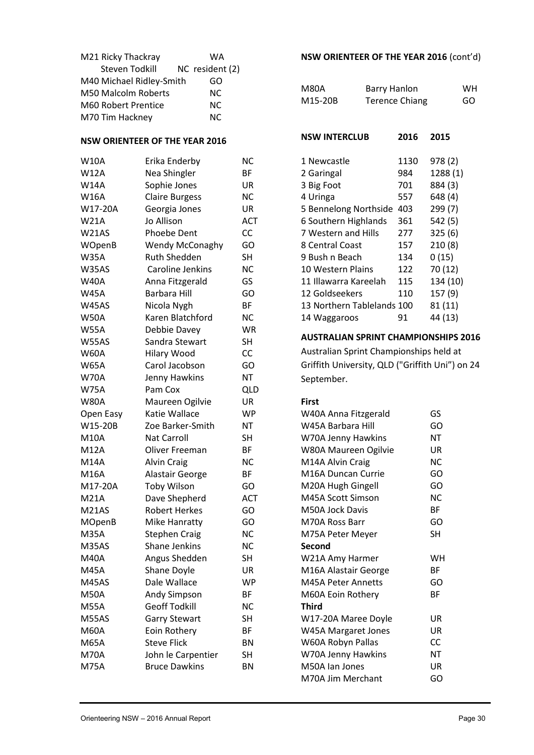| | | |
|---|---|---|
| M21 Ricky Thackray | | WA |
| Steven Todkill | | NC resident (2) |
| M40 Michael Ridley-Smith | | GO |
| M50 Malcolm Roberts | | NC |
| M60 Robert Prentice | | NC |
| M70 Tim Hackney | | NC |

**NSW ORIENTEER OF THE YEAR 2016**

| | | |
|---|---|---|
| W10A | Erika Enderby | NC |
| W12A | Nea Shingler | BF |
| W14A | Sophie Jones | UR |
| W16A | Claire Burgess | NC |
| W17-20A | Georgia Jones | UR |
| W21A | Jo Allison | ACT |
| W21AS | Phoebe Dent | CC |
| WOpenB | Wendy McConaghy | GO |
| W35A | Ruth Shedden | SH |
| W35AS | Caroline Jenkins | NC |
| W40A | Anna Fitzgerald | GS |
| W45A | Barbara Hill | GO |
| W45AS | Nicola Nygh | BF |
| W50A | Karen Blatchford | NC |
| W55A | Debbie Davey | WR |
| W55AS | Sandra Stewart | SH |
| W60A | Hilary Wood | CC |
| W65A | Carol Jacobson | GO |
| W70A | Jenny Hawkins | NT |
| W75A | Pam Cox | QLD |
| W80A | Maureen Ogilvie | UR |
| Open Easy | Katie Wallace | WP |
| W15-20B | Zoe Barker-Smith | NT |
| M10A | Nat Carroll | SH |
| M12A | Oliver Freeman | BF |
| M14A | Alvin Craig | NC |
| M16A | Alastair George | BF |
| M17-20A | Toby Wilson | GO |
| M21A | Dave Shepherd | ACT |
| M21AS | Robert Herkes | GO |
| MOpenB | Mike Hanratty | GO |
| M35A | Stephen Craig | NC |
| M35AS | Shane Jenkins | NC |
| M40A | Angus Shedden | SH |
| M45A | Shane Doyle | UR |
| M45AS | Dale Wallace | WP |
| M50A | Andy Simpson | BF |
| M55A | Geoff Todkill | NC |
| M55AS | Garry Stewart | SH |
| M60A | Eoin Rothery | BF |
| M65A | Steve Flick | BN |
| M70A | John le Carpentier | SH |
| M75A | Bruce Dawkins | BN |

**NSW ORIENTEER OF THE YEAR 2016** (cont'd)

| | | |
|---|---|---|
| M80A | Barry Hanlon | WH |
| M15-20B | Terence Chiang | GO |

| NSW INTERCLUB | 2016 | 2015 |
|---|---|---|
| 1 Newcastle | 1130 | 978 (2) |
| 2 Garingal | 984 | 1288 (1) |
| 3 Big Foot | 701 | 884 (3) |
| 4 Uringa | 557 | 648 (4) |
| 5 Bennelong Northside | 403 | 299 (7) |
| 6 Southern Highlands | 361 | 542 (5) |
| 7 Western and Hills | 277 | 325 (6) |
| 8 Central Coast | 157 | 210 (8) |
| 9 Bush n Beach | 134 | 0 (15) |
| 10 Western Plains | 122 | 70 (12) |
| 11 Illawarra Kareelah | 115 | 134 (10) |
| 12 Goldseekers | 110 | 157 (9) |
| 13 Northern Tablelands | 100 | 81 (11) |
| 14 Waggaroos | 91 | 44 (13) |

**AUSTRALIAN SPRINT CHAMPIONSHIPS 2016**

Australian Sprint Championships held at Griffith University, QLD ("Griffith Uni") on 24 September.

| | |
|---|---|
| **First** | |
| W40A Anna Fitzgerald | GS |
| W45A Barbara Hill | GO |
| W70A Jenny Hawkins | NT |
| W80A Maureen Ogilvie | UR |
| M14A Alvin Craig | NC |
| M16A Duncan Currie | GO |
| M20A Hugh Gingell | GO |
| M45A Scott Simson | NC |
| M50A Jock Davis | BF |
| M70A Ross Barr | GO |
| M75A Peter Meyer | SH |
| **Second** | |
| W21A Amy Harmer | WH |
| M16A Alastair George | BF |
| M45A Peter Annetts | GO |
| M60A Eoin Rothery | BF |
| **Third** | |
| W17-20A Maree Doyle | UR |
| W45A Margaret Jones | UR |
| W60A Robyn Pallas | CC |
| W70A Jenny Hawkins | NT |
| M50A Ian Jones | UR |
| M70A Jim Merchant | GO |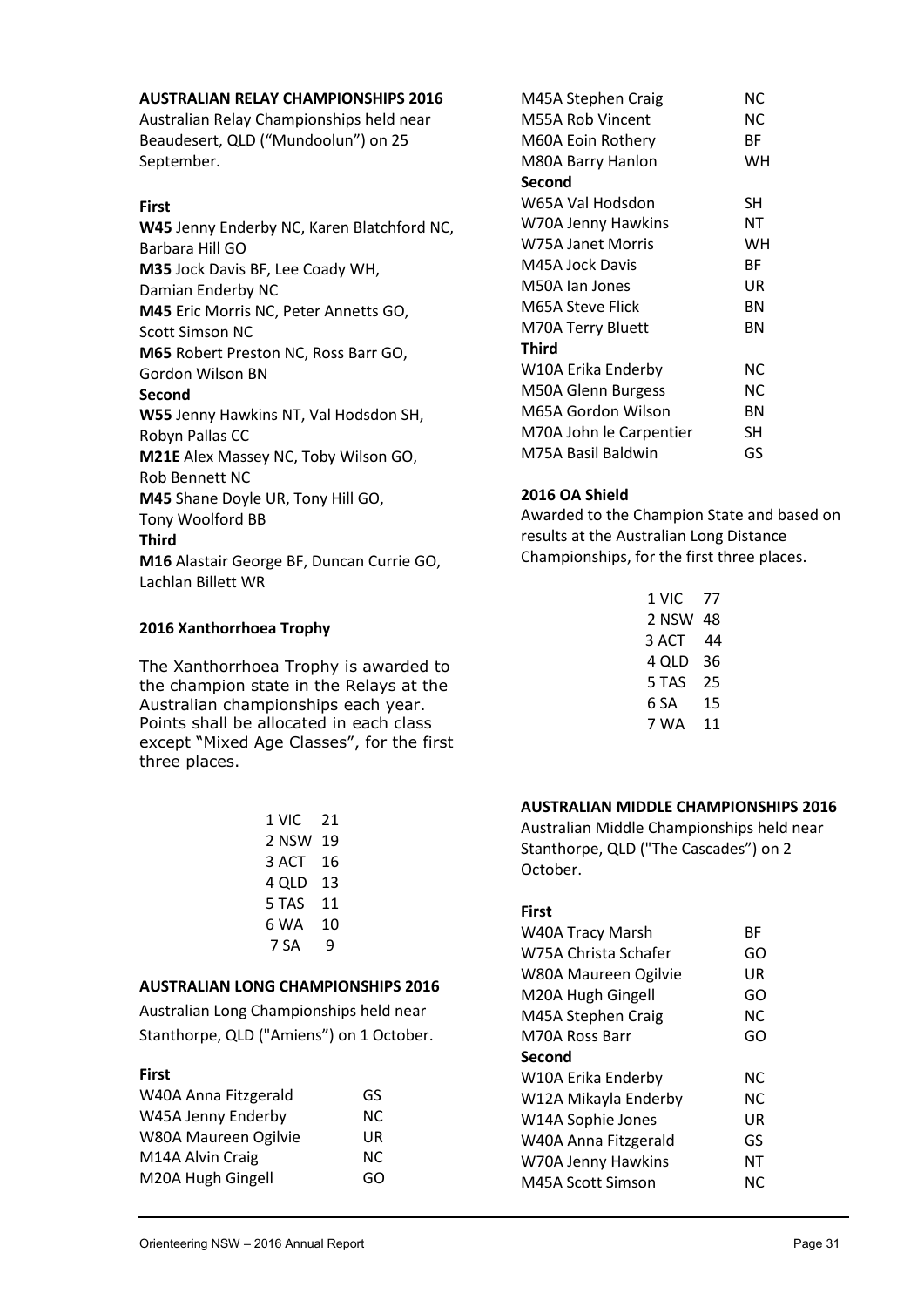**AUSTRALIAN RELAY CHAMPIONSHIPS 2016**

Australian Relay Championships held near Beaudesert, QLD ("Mundoolun") on 25 September.

**First**

**W45** Jenny Enderby NC, Karen Blatchford NC, Barbara Hill GO

**M35** Jock Davis BF, Lee Coady WH, Damian Enderby NC

**M45** Eric Morris NC, Peter Annetts GO, Scott Simson NC

**M65** Robert Preston NC, Ross Barr GO, Gordon Wilson BN

**Second**

**W55** Jenny Hawkins NT, Val Hodsdon SH, Robyn Pallas CC

**M21E** Alex Massey NC, Toby Wilson GO, Rob Bennett NC

**M45** Shane Doyle UR, Tony Hill GO, Tony Woolford BB

**Third**

**M16** Alastair George BF, Duncan Currie GO, Lachlan Billett WR

**2016 Xanthorrhoea Trophy**

The Xanthorrhoea Trophy is awarded to the champion state in the Relays at the Australian championships each year. Points shall be allocated in each class except "Mixed Age Classes", for the first three places.

| | |
|---|---|
| 1 VIC | 21 |
| 2 NSW | 19 |
| 3 ACT | 16 |
| 4 QLD | 13 |
| 5 TAS | 11 |
| 6 WA | 10 |
| 7 SA | 9 |

**AUSTRALIAN LONG CHAMPIONSHIPS 2016**

Australian Long Championships held near Stanthorpe, QLD ("Amiens") on 1 October.

**First**

| | |
|---|---|
| W40A Anna Fitzgerald | GS |
| W45A Jenny Enderby | NC |
| W80A Maureen Ogilvie | UR |
| M14A Alvin Craig | NC |
| M20A Hugh Gingell | GO |
| M45A Stephen Craig | NC |
| M55A Rob Vincent | NC |
| M60A Eoin Rothery | BF |
| M80A Barry Hanlon | WH |

**Second**

| | |
|---|---|
| W65A Val Hodsdon | SH |
| W70A Jenny Hawkins | NT |
| W75A Janet Morris | WH |
| M45A Jock Davis | BF |
| M50A Ian Jones | UR |
| M65A Steve Flick | BN |
| M70A Terry Bluett | BN |

**Third**

| | |
|---|---|
| W10A Erika Enderby | NC |
| M50A Glenn Burgess | NC |
| M65A Gordon Wilson | BN |
| M70A John le Carpentier | SH |
| M75A Basil Baldwin | GS |

**2016 OA Shield**

Awarded to the Champion State and based on results at the Australian Long Distance Championships, for the first three places.

| | |
|---|---|
| 1 VIC | 77 |
| 2 NSW | 48 |
| 3 ACT | 44 |
| 4 QLD | 36 |
| 5 TAS | 25 |
| 6 SA | 15 |
| 7 WA | 11 |

**AUSTRALIAN MIDDLE CHAMPIONSHIPS 2016**

Australian Middle Championships held near Stanthorpe, QLD ("The Cascades") on 2 October.

**First**

| | |
|---|---|
| W40A Tracy Marsh | BF |
| W75A Christa Schafer | GO |
| W80A Maureen Ogilvie | UR |
| M20A Hugh Gingell | GO |
| M45A Stephen Craig | NC |
| M70A Ross Barr | GO |

**Second**

| | |
|---|---|
| W10A Erika Enderby | NC |
| W12A Mikayla Enderby | NC |
| W14A Sophie Jones | UR |
| W40A Anna Fitzgerald | GS |
| W70A Jenny Hawkins | NT |
| M45A Scott Simson | NC |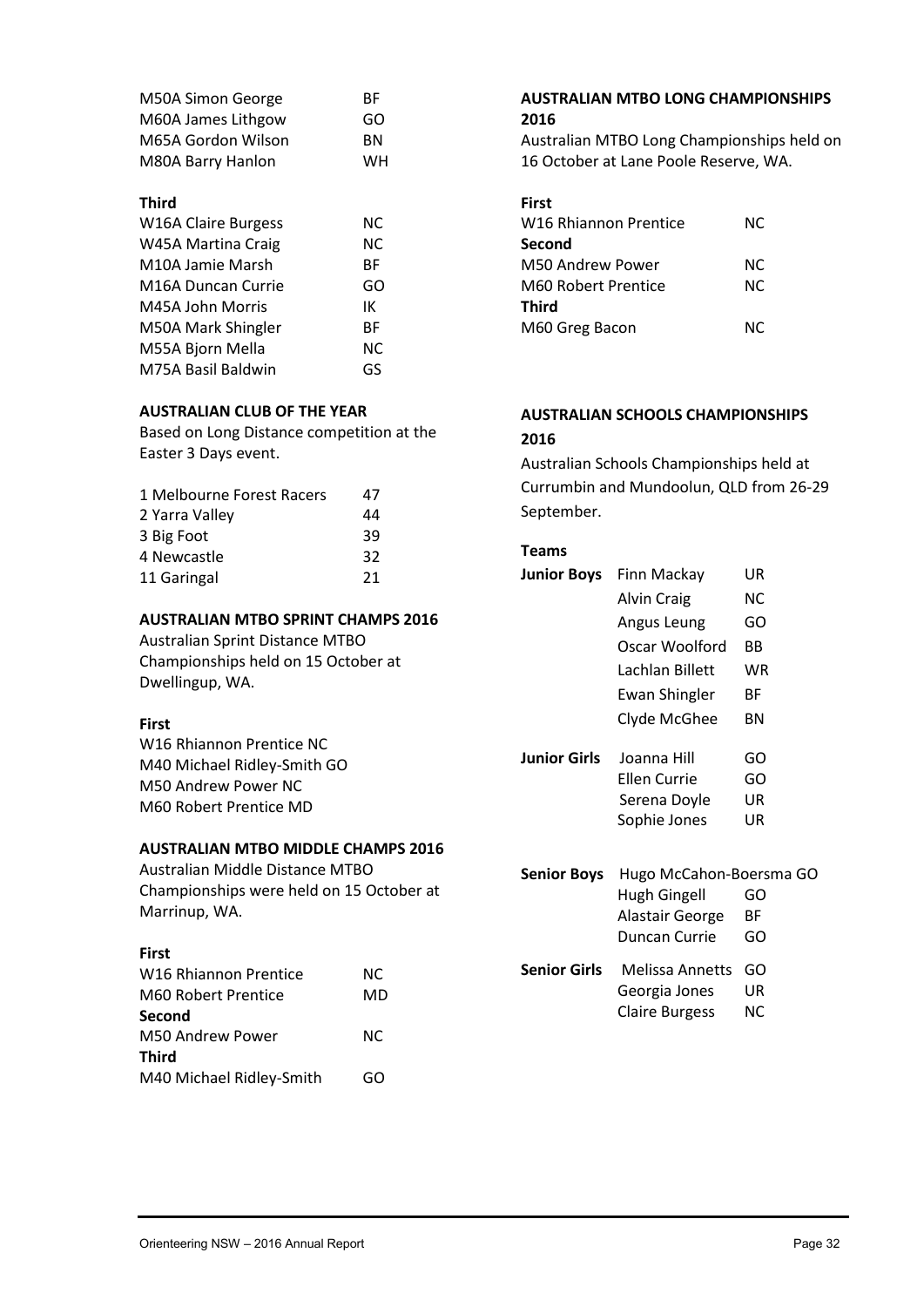M50A Simon George BF
M60A James Lithgow GO
M65A Gordon Wilson BN
M80A Barry Hanlon WH

**Third**

W16A Claire Burgess NC
W45A Martina Craig NC
M10A Jamie Marsh BF
M16A Duncan Currie GO
M45A John Morris IK
M50A Mark Shingler BF
M55A Bjorn Mella NC
M75A Basil Baldwin GS

### AUSTRALIAN CLUB OF THE YEAR

Based on Long Distance competition at the Easter 3 Days event.

| | |
|---|---|
| 1 Melbourne Forest Racers | 47 |
| 2 Yarra Valley | 44 |
| 3 Big Foot | 39 |
| 4 Newcastle | 32 |
| 11 Garingal | 21 |

### AUSTRALIAN MTBO SPRINT CHAMPS 2016

Australian Sprint Distance MTBO Championships held on 15 October at Dwellingup, WA.

**First**

W16 Rhiannon Prentice NC
M40 Michael Ridley-Smith GO
M50 Andrew Power NC
M60 Robert Prentice MD

### AUSTRALIAN MTBO MIDDLE CHAMPS 2016

Australian Middle Distance MTBO Championships were held on 15 October at Marrinup, WA.

**First**

W16 Rhiannon Prentice NC
M60 Robert Prentice MD

**Second**

M50 Andrew Power NC

**Third**

M40 Michael Ridley-Smith GO

### AUSTRALIAN MTBO LONG CHAMPIONSHIPS 2016

Australian MTBO Long Championships held on 16 October at Lane Poole Reserve, WA.

**First**

W16 Rhiannon Prentice NC

**Second**

M50 Andrew Power NC
M60 Robert Prentice NC

**Third**

M60 Greg Bacon NC

### AUSTRALIAN SCHOOLS CHAMPIONSHIPS 2016

Australian Schools Championships held at Currumbin and Mundoolun, QLD from 26-29 September.

**Teams**

| | | |
|---|---|---|
| **Junior Boys** | Finn Mackay | UR |
| | Alvin Craig | NC |
| | Angus Leung | GO |
| | Oscar Woolford | BB |
| | Lachlan Billett | WR |
| | Ewan Shingler | BF |
| | Clyde McGhee | BN |
| **Junior Girls** | Joanna Hill | GO |
| | Ellen Currie | GO |
| | Serena Doyle | UR |
| | Sophie Jones | UR |
| **Senior Boys** | Hugo McCahon-Boersma | GO |
| | Hugh Gingell | GO |
| | Alastair George | BF |
| | Duncan Currie | GO |
| **Senior Girls** | Melissa Annetts | GO |
| | Georgia Jones | UR |
| | Claire Burgess | NC |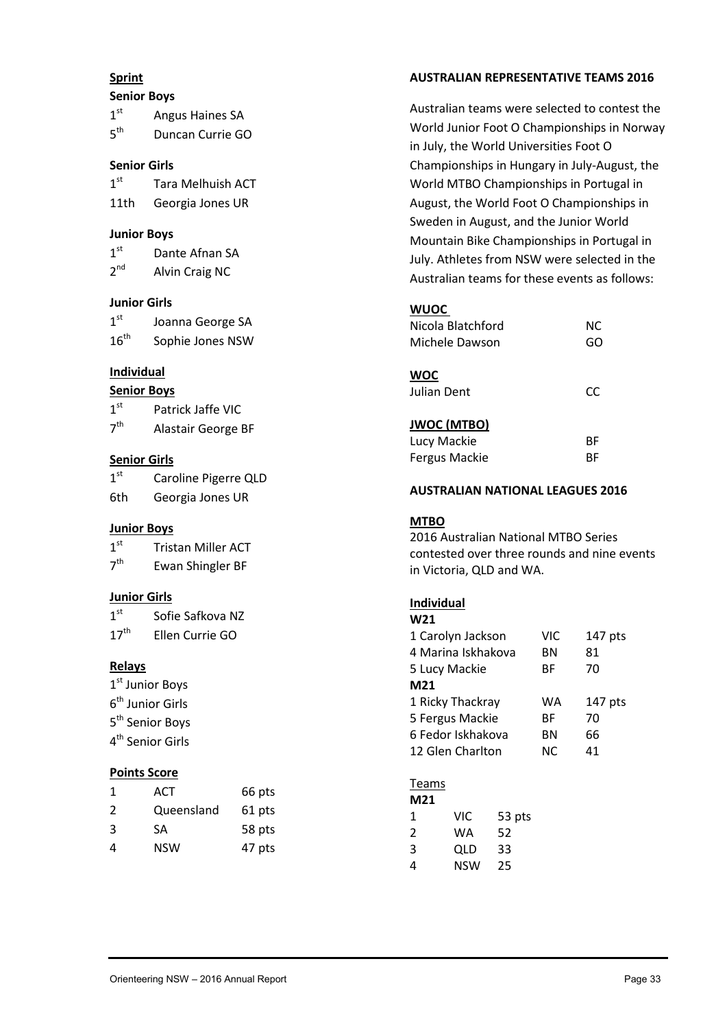**Sprint**

**Senior Boys**

1st Angus Haines SA
5th Duncan Currie GO

**Senior Girls**

1st Tara Melhuish ACT
11th Georgia Jones UR

**Junior Boys**

1st Dante Afnan SA
2nd Alvin Craig NC

**Junior Girls**

1st Joanna George SA
16th Sophie Jones NSW

**Individual**

**Senior Boys**

1st Patrick Jaffe VIC
7th Alastair George BF

**Senior Girls**

1st Caroline Pigerre QLD
6th Georgia Jones UR

**Junior Boys**

1st Tristan Miller ACT
7th Ewan Shingler BF

**Junior Girls**

1st Sofie Safkova NZ
17th Ellen Currie GO

**Relays**

1st Junior Boys
6th Junior Girls
5th Senior Boys
4th Senior Girls

**Points Score**

| | | |
|---|---|---|
| 1 | ACT | 66 pts |
| 2 | Queensland | 61 pts |
| 3 | SA | 58 pts |
| 4 | NSW | 47 pts |

**AUSTRALIAN REPRESENTATIVE TEAMS 2016**

Australian teams were selected to contest the World Junior Foot O Championships in Norway in July, the World Universities Foot O Championships in Hungary in July-August, the World MTBO Championships in Portugal in August, the World Foot O Championships in Sweden in August, and the Junior World Mountain Bike Championships in Portugal in July. Athletes from NSW were selected in the Australian teams for these events as follows:

**WUOC**

| | |
|---|---|
| Nicola Blatchford | NC |
| Michele Dawson | GO |

**WOC**

| | |
|---|---|
| Julian Dent | CC |

**JWOC (MTBO)**

| | |
|---|---|
| Lucy Mackie | BF |
| Fergus Mackie | BF |

**AUSTRALIAN NATIONAL LEAGUES 2016**

**MTBO**

2016 Australian National MTBO Series contested over three rounds and nine events in Victoria, QLD and WA.

**Individual**

**W21**

| | | |
|---|---|---|
| 1 Carolyn Jackson | VIC | 147 pts |
| 4 Marina Iskhakova | BN | 81 |
| 5 Lucy Mackie | BF | 70 |

**M21**

| | | |
|---|---|---|
| 1 Ricky Thackray | WA | 147 pts |
| 5 Fergus Mackie | BF | 70 |
| 6 Fedor Iskhakova | BN | 66 |
| 12 Glen Charlton | NC | 41 |

Teams

**M21**

| | | |
|---|---|---|
| 1 | VIC | 53 pts |
| 2 | WA | 52 |
| 3 | QLD | 33 |
| 4 | NSW | 25 |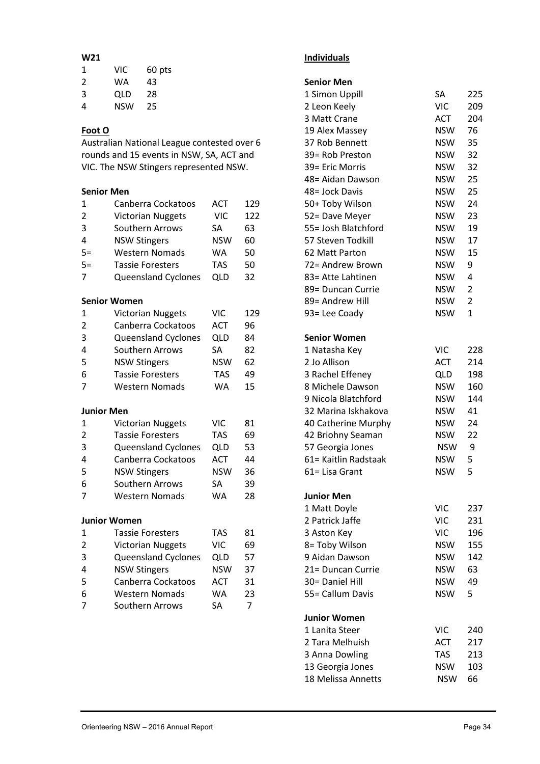**W21**

| | | |
|---|---|---|
| 1 | VIC | 60 pts |
| 2 | WA | 43 |
| 3 | QLD | 28 |
| 4 | NSW | 25 |

**Foot O**

Australian National League contested over 6 rounds and 15 events in NSW, SA, ACT and VIC. The NSW Stingers represented NSW.

**Senior Men**

| | | | |
|---|---|---|---|
| 1 | Canberra Cockatoos | ACT | 129 |
| 2 | Victorian Nuggets | VIC | 122 |
| 3 | Southern Arrows | SA | 63 |
| 4 | NSW Stingers | NSW | 60 |
| 5= | Western Nomads | WA | 50 |
| 5= | Tassie Foresters | TAS | 50 |
| 7 | Queensland Cyclones | QLD | 32 |

**Senior Women**

| | | | |
|---|---|---|---|
| 1 | Victorian Nuggets | VIC | 129 |
| 2 | Canberra Cockatoos | ACT | 96 |
| 3 | Queensland Cyclones | QLD | 84 |
| 4 | Southern Arrows | SA | 82 |
| 5 | NSW Stingers | NSW | 62 |
| 6 | Tassie Foresters | TAS | 49 |
| 7 | Western Nomads | WA | 15 |

**Junior Men**

| | | | |
|---|---|---|---|
| 1 | Victorian Nuggets | VIC | 81 |
| 2 | Tassie Foresters | TAS | 69 |
| 3 | Queensland Cyclones | QLD | 53 |
| 4 | Canberra Cockatoos | ACT | 44 |
| 5 | NSW Stingers | NSW | 36 |
| 6 | Southern Arrows | SA | 39 |
| 7 | Western Nomads | WA | 28 |

**Junior Women**

| | | | |
|---|---|---|---|
| 1 | Tassie Foresters | TAS | 81 |
| 2 | Victorian Nuggets | VIC | 69 |
| 3 | Queensland Cyclones | QLD | 57 |
| 4 | NSW Stingers | NSW | 37 |
| 5 | Canberra Cockatoos | ACT | 31 |
| 6 | Western Nomads | WA | 23 |
| 7 | Southern Arrows | SA | 7 |

**Individuals**

**Senior Men**

| | | |
|---|---|---|
| 1 Simon Uppill | SA | 225 |
| 2 Leon Keely | VIC | 209 |
| 3 Matt Crane | ACT | 204 |
| 19 Alex Massey | NSW | 76 |
| 37 Rob Bennett | NSW | 35 |
| 39= Rob Preston | NSW | 32 |
| 39= Eric Morris | NSW | 32 |
| 48= Aidan Dawson | NSW | 25 |
| 48= Jock Davis | NSW | 25 |
| 50+ Toby Wilson | NSW | 24 |
| 52= Dave Meyer | NSW | 23 |
| 55= Josh Blatchford | NSW | 19 |
| 57 Steven Todkill | NSW | 17 |
| 62 Matt Parton | NSW | 15 |
| 72= Andrew Brown | NSW | 9 |
| 83= Atte Lahtinen | NSW | 4 |
| 89= Duncan Currie | NSW | 2 |
| 89= Andrew Hill | NSW | 2 |
| 93= Lee Coady | NSW | 1 |

**Senior Women**

| | | |
|---|---|---|
| 1 Natasha Key | VIC | 228 |
| 2 Jo Allison | ACT | 214 |
| 3 Rachel Effeney | QLD | 198 |
| 8 Michele Dawson | NSW | 160 |
| 9 Nicola Blatchford | NSW | 144 |
| 32 Marina Iskhakova | NSW | 41 |
| 40 Catherine Murphy | NSW | 24 |
| 42 Briohny Seaman | NSW | 22 |
| 57 Georgia Jones | NSW | 9 |
| 61= Kaitlin Radstaak | NSW | 5 |
| 61= Lisa Grant | NSW | 5 |

**Junior Men**

| | | |
|---|---|---|
| 1 Matt Doyle | VIC | 237 |
| 2 Patrick Jaffe | VIC | 231 |
| 3 Aston Key | VIC | 196 |
| 8= Toby Wilson | NSW | 155 |
| 9 Aidan Dawson | NSW | 142 |
| 21= Duncan Currie | NSW | 63 |
| 30= Daniel Hill | NSW | 49 |
| 55= Callum Davis | NSW | 5 |

**Junior Women**

| | | |
|---|---|---|
| 1 Lanita Steer | VIC | 240 |
| 2 Tara Melhuish | ACT | 217 |
| 3 Anna Dowling | TAS | 213 |
| 13 Georgia Jones | NSW | 103 |
| 18 Melissa Annetts | NSW | 66 |